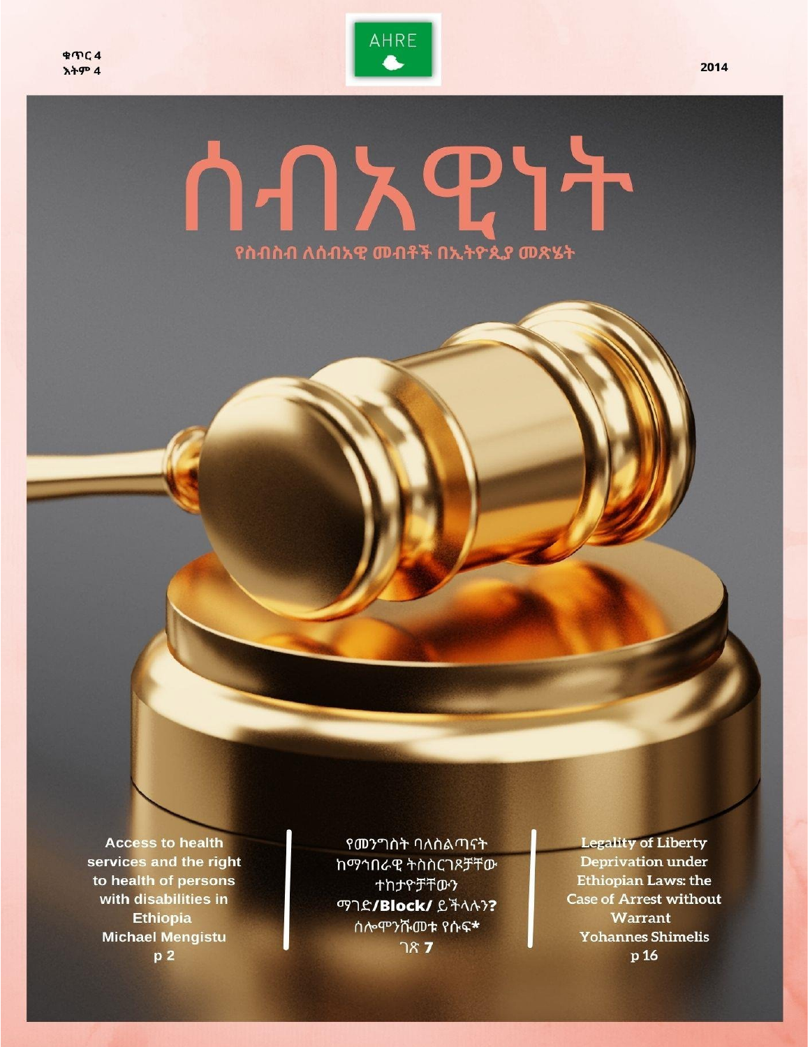ቁጥር 4
እትም 4

AHRE

2014

# ሰብአዊነት

## የስብስብ ለሰብአዊ መብቶች በኢትዮጲያ መጽሄት

**Access to health services and the right to health of persons with disabilities in Ethiopia**
**Michael Mengistu**
**p 2**

የመንግስት ባለስልጣናት ከማኅበራዊ ትስስርገጾቻቸው ተከታዮቻቸውን ማገድ/**Block/** ይችላሉን**?**
ሰሎሞንሹመቱ የሱፍ*
ገጽ **7**

**Legality of Liberty Deprivation under Ethiopian Laws: the Case of Arrest without Warrant**
**Yohannes Shimelis**
**p 16**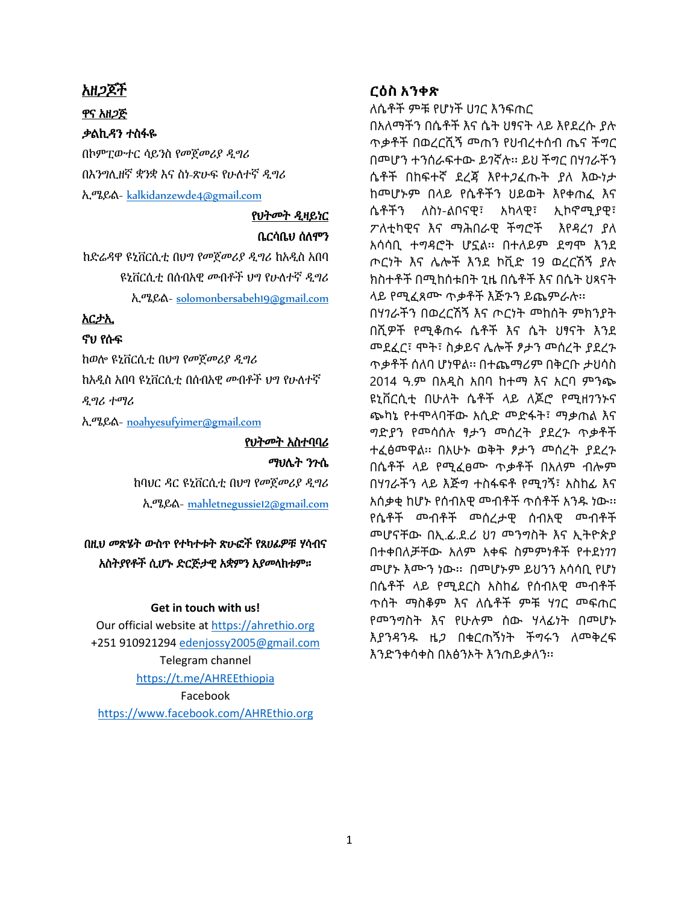## አዘጋጆች

**ዋና አዘጋጅ**

***ቃልኪዳን ተስፋዬ***

በኮምፒውተር ሳይንስ የመጀመሪያ ዲግሪ

በእንግሊዘኛ ቋንቋ እና ስነ-ጽሁፍ የሁለተኛ ዲግሪ

ኢሜይል- kalkidanzewde4@gmail.com

**የህትመት ዲዛይነር**

***ቤርሳቤህ ሰለሞን***

ከድሬዳዋ ዩኒቨርሲቲ በህግ የመጀመሪያ ዲግሪ ከአዲስ አበባ ዩኒቨርሲቲ በሰብአዊ መብቶች ህግ የሁለተኛ ዲግሪ

ኢሜይል- solomonbersabeh19@gmail.com

**አርታኢ**

***ኖህ የሱፍ***

ከወሎ ዩኒቨርሲቲ በህግ የመጀመሪያ ዲግሪ

ከአዲስ አበባ ዩኒቨርሲቲ በሰብአዊ መብቶች ህግ የሁለተኛ ዲግሪ ተማሪ

ኢሜይል- noahyesufyimer@gmail.com

**የህትመት አስተባባሪ**

***ማህሌት ንጉሴ***

ከባህር ዳር ዩኒቨርሲቲ በህግ የመጀመሪያ ዲግሪ

ኢሜይል- mahletnegussie12@gmail.com

***በዚህ መጽሄት ውስጥ የተካተቱት ጽሁፎች የጸሀፊዎቹ ሃሳብና አስትያየቶች ሲሆኑ ድርጅታዊ አቋምን አያመላክቱም።***

**Get in touch with us!**

Our official website at https://ahrethio.org

+251 910921294 edenjossy2005@gmail.com

Telegram channel

https://t.me/AHREEthiopia

Facebook

https://www.facebook.com/AHREthio.org

## ርዕስ አንቀጽ

ለሴቶች ምቹ የሆነች ሀገር እንፍጠር

በአለማችን በሴቶች እና ሴት ህፃናት ላይ እየደረሱ ያሉ ጥቃቶች በወረርሺኝ መጠን የህብረተሰብ ጤና ችግር በመሆን ተንሰራፍተው ይገኛሉ። ይህ ችግር በሃገራችን ሴቶች በከፍተኛ ደረጃ እየተጋፈጡት ያለ እውነታ ከመሆኑም በላይ የሴቶችን ህይወት እየቀጠፈ እና ሴቶችን ለስነ-ልቦናዊ፣ አካላዊ፣ ኢኮኖሚያዊ፣ ፖለቲካዊና እና ማሕበራዊ ችግሮች እየዳረገ ያለ አሳሳቢ ተግዳሮት ሆኗል። በተለይም ደግሞ እንደ ጦርነት እና ሌሎች እንደ ኮቪድ 19 ወረርሽኝ ያሉ ክስተቶች በሚከሰቱበት ጊዜ በሴቶች እና በሴት ህጻናት ላይ የሚፈጸሙ ጥቃቶች እጅጉን ይጨምራሉ።

በሃገራችን በወረርሽኝ እና ጦርነት መከሰት ምክንያት በሺዎች የሚቆጠሩ ሴቶች እና ሴት ህፃናት እንደ መደፈር፣ ሞት፣ ስቃይና ሌሎች ፆታን መሰረት ያደረጉ ጥቃቶች ሰለባ ሆነዋል። በተጨማሪም በቅርቡ ታህሳስ 2014 ዓ.ም በአዲስ አበባ ከተማ እና አርባ ምንጭ ዩኒቨርሲቲ በሁለት ሴቶች ላይ ለጆሮ የሚዘገንኑና ጭካኔ የተሞላባቸው አሲድ መድፋት፣ ማቃጠል እና ግድያን የመሳሰሉ ፆታን መሰረት ያደረጉ ጥቃቶች ተፈፅመዋል። በአሁኑ ወቅት ፆታን መሰረት ያደረጉ በሴቶች ላይ የሚፈፀሙ ጥቃቶች በአለም ብሎም በሃገራችን ላይ እጅግ ተስፋፍቶ የሚገኝ፣ አስከፊ እና አሰቃቂ ከሆኑ የሰብአዊ መብቶች ጥሰቶች አንዱ ነው። የሴቶች መብቶች መሰረታዊ ሰብአዊ መብቶች መሆናቸው በኢ.ፌ.ደ.ሪ ህገ መንግስት እና ኢትዮጵያ በተቀበለቻቸው አለም አቀፍ ስምምነቶች የተደነገገ መሆኑ እሙን ነው። በመሆኑም ይህንን አሳሳቢ የሆነ በሴቶች ላይ የሚደርስ አስከፊ የሰብአዊ መብቶች ጥሰት ማስቆም እና ለሴቶች ምቹ ሃገር መፍጠር የመንግስት እና የሁሉም ሰው ሃላፊነት በመሆኑ እያንዳንዱ ዜጋ በቁርጠኝነት ችግሩን ለመቅረፍ እንድንቀሳቀስ በአፅንኦት እንጠይቃለን።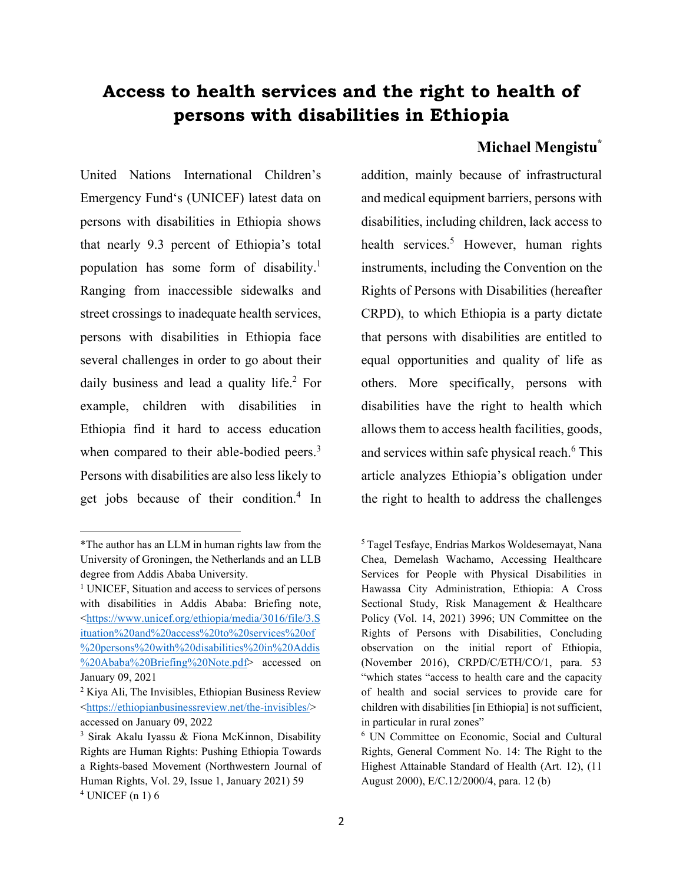# Access to health services and the right to health of persons with disabilities in Ethiopia

**Michael Mengistu***

United Nations International Children's Emergency Fund's (UNICEF) latest data on persons with disabilities in Ethiopia shows that nearly 9.3 percent of Ethiopia's total population has some form of disability.[1] Ranging from inaccessible sidewalks and street crossings to inadequate health services, persons with disabilities in Ethiopia face several challenges in order to go about their daily business and lead a quality life.[2] For example, children with disabilities in Ethiopia find it hard to access education when compared to their able-bodied peers.[3] Persons with disabilities are also less likely to get jobs because of their condition.[4] In addition, mainly because of infrastructural and medical equipment barriers, persons with disabilities, including children, lack access to health services.[5] However, human rights instruments, including the Convention on the Rights of Persons with Disabilities (hereafter CRPD), to which Ethiopia is a party dictate that persons with disabilities are entitled to equal opportunities and quality of life as others. More specifically, persons with disabilities have the right to health which allows them to access health facilities, goods, and services within safe physical reach.[6] This article analyzes Ethiopia's obligation under the right to health to address the challenges

---

*The author has an LLM in human rights law from the University of Groningen, the Netherlands and an LLB degree from Addis Ababa University.

[1] UNICEF, Situation and access to services of persons with disabilities in Addis Ababa: Briefing note, <https://www.unicef.org/ethiopia/media/3016/file/3.Situation%20and%20access%20to%20services%20of%20persons%20with%20disabilities%20in%20Addis%20Ababa%20Briefing%20Note.pdf> accessed on January 09, 2021

[2] Kiya Ali, The Invisibles, Ethiopian Business Review <https://ethiopianbusinessreview.net/the-invisibles/> accessed on January 09, 2022

[3] Sirak Akalu Iyassu & Fiona McKinnon, Disability Rights are Human Rights: Pushing Ethiopia Towards a Rights-based Movement (Northwestern Journal of Human Rights, Vol. 29, Issue 1, January 2021) 59

[4] UNICEF (n 1) 6

[5] Tagel Tesfaye, Endrias Markos Woldesemayat, Nana Chea, Demelash Wachamo, Accessing Healthcare Services for People with Physical Disabilities in Hawassa City Administration, Ethiopia: A Cross Sectional Study, Risk Management & Healthcare Policy (Vol. 14, 2021) 3996; UN Committee on the Rights of Persons with Disabilities, Concluding observation on the initial report of Ethiopia, (November 2016), CRPD/C/ETH/CO/1, para. 53 "which states "access to health care and the capacity of health and social services to provide care for children with disabilities [in Ethiopia] is not sufficient, in particular in rural zones"

[6] UN Committee on Economic, Social and Cultural Rights, General Comment No. 14: The Right to the Highest Attainable Standard of Health (Art. 12), (11 August 2000), E/C.12/2000/4, para. 12 (b)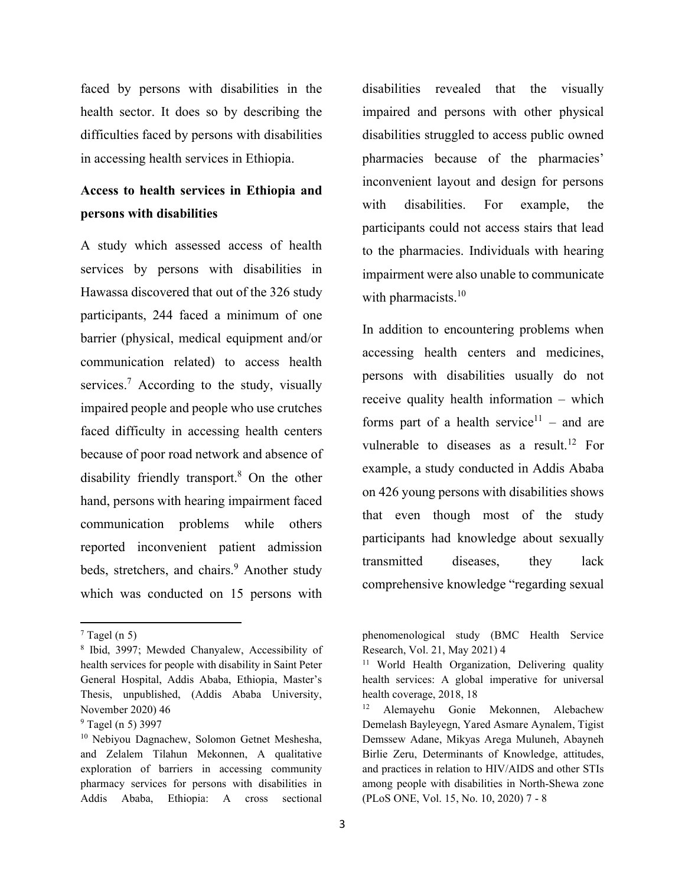faced by persons with disabilities in the health sector. It does so by describing the difficulties faced by persons with disabilities in accessing health services in Ethiopia.

## Access to health services in Ethiopia and persons with disabilities

A study which assessed access of health services by persons with disabilities in Hawassa discovered that out of the 326 study participants, 244 faced a minimum of one barrier (physical, medical equipment and/or communication related) to access health services.[7] According to the study, visually impaired people and people who use crutches faced difficulty in accessing health centers because of poor road network and absence of disability friendly transport.[8] On the other hand, persons with hearing impairment faced communication problems while others reported inconvenient patient admission beds, stretchers, and chairs.[9] Another study which was conducted on 15 persons with disabilities revealed that the visually impaired and persons with other physical disabilities struggled to access public owned pharmacies because of the pharmacies' inconvenient layout and design for persons with disabilities. For example, the participants could not access stairs that lead to the pharmacies. Individuals with hearing impairment were also unable to communicate with pharmacists.[10]

In addition to encountering problems when accessing health centers and medicines, persons with disabilities usually do not receive quality health information – which forms part of a health service[11] – and are vulnerable to diseases as a result.[12] For example, a study conducted in Addis Ababa on 426 young persons with disabilities shows that even though most of the study participants had knowledge about sexually transmitted diseases, they lack comprehensive knowledge "regarding sexual

---

[7] Tagel (n 5)

[8] Ibid, 3997; Mewded Chanyalew, Accessibility of health services for people with disability in Saint Peter General Hospital, Addis Ababa, Ethiopia, Master's Thesis, unpublished, (Addis Ababa University, November 2020) 46

[9] Tagel (n 5) 3997

[10] Nebiyou Dagnachew, Solomon Getnet Meshesha, and Zelalem Tilahun Mekonnen, A qualitative exploration of barriers in accessing community pharmacy services for persons with disabilities in Addis Ababa, Ethiopia: A cross sectional phenomenological study (BMC Health Service Research, Vol. 21, May 2021) 4

[11] World Health Organization, Delivering quality health services: A global imperative for universal health coverage, 2018, 18

[12] Alemayehu Gonie Mekonnen, Alebachew Demelash Bayleyegn, Yared Asmare Aynalem, Tigist Demssew Adane, Mikyas Arega Muluneh, Abayneh Birlie Zeru, Determinants of Knowledge, attitudes, and practices in relation to HIV/AIDS and other STIs among people with disabilities in North-Shewa zone (PLoS ONE, Vol. 15, No. 10, 2020) 7 - 8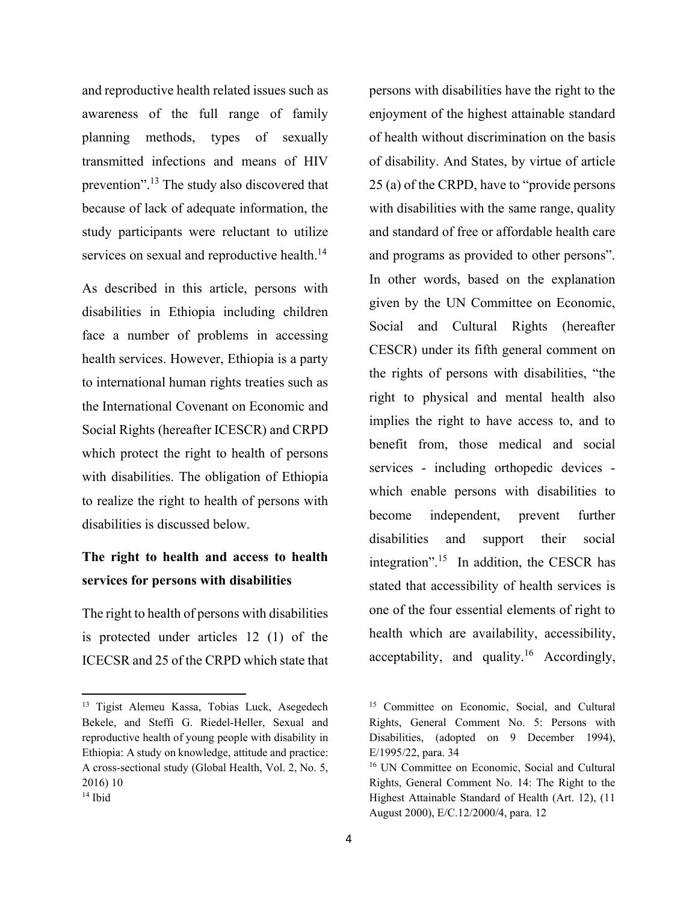and reproductive health related issues such as awareness of the full range of family planning methods, types of sexually transmitted infections and means of HIV prevention".[13] The study also discovered that because of lack of adequate information, the study participants were reluctant to utilize services on sexual and reproductive health.[14]

As described in this article, persons with disabilities in Ethiopia including children face a number of problems in accessing health services. However, Ethiopia is a party to international human rights treaties such as the International Covenant on Economic and Social Rights (hereafter ICESCR) and CRPD which protect the right to health of persons with disabilities. The obligation of Ethiopia to realize the right to health of persons with disabilities is discussed below.

## The right to health and access to health services for persons with disabilities

The right to health of persons with disabilities is protected under articles 12 (1) of the ICECSR and 25 of the CRPD which state that persons with disabilities have the right to the enjoyment of the highest attainable standard of health without discrimination on the basis of disability. And States, by virtue of article 25 (a) of the CRPD, have to "provide persons with disabilities with the same range, quality and standard of free or affordable health care and programs as provided to other persons". In other words, based on the explanation given by the UN Committee on Economic, Social and Cultural Rights (hereafter CESCR) under its fifth general comment on the rights of persons with disabilities, "the right to physical and mental health also implies the right to have access to, and to benefit from, those medical and social services - including orthopedic devices - which enable persons with disabilities to become independent, prevent further disabilities and support their social integration".[15] In addition, the CESCR has stated that accessibility of health services is one of the four essential elements of right to health which are availability, accessibility, acceptability, and quality.[16] Accordingly,

---

[13] Tigist Alemeu Kassa, Tobias Luck, Asegedech Bekele, and Steffi G. Riedel-Heller, Sexual and reproductive health of young people with disability in Ethiopia: A study on knowledge, attitude and practice: A cross-sectional study (Global Health, Vol. 2, No. 5, 2016) 10

[14] Ibid

[15] Committee on Economic, Social, and Cultural Rights, General Comment No. 5: Persons with Disabilities, (adopted on 9 December 1994), E/1995/22, para. 34

[16] UN Committee on Economic, Social and Cultural Rights, General Comment No. 14: The Right to the Highest Attainable Standard of Health (Art. 12), (11 August 2000), E/C.12/2000/4, para. 12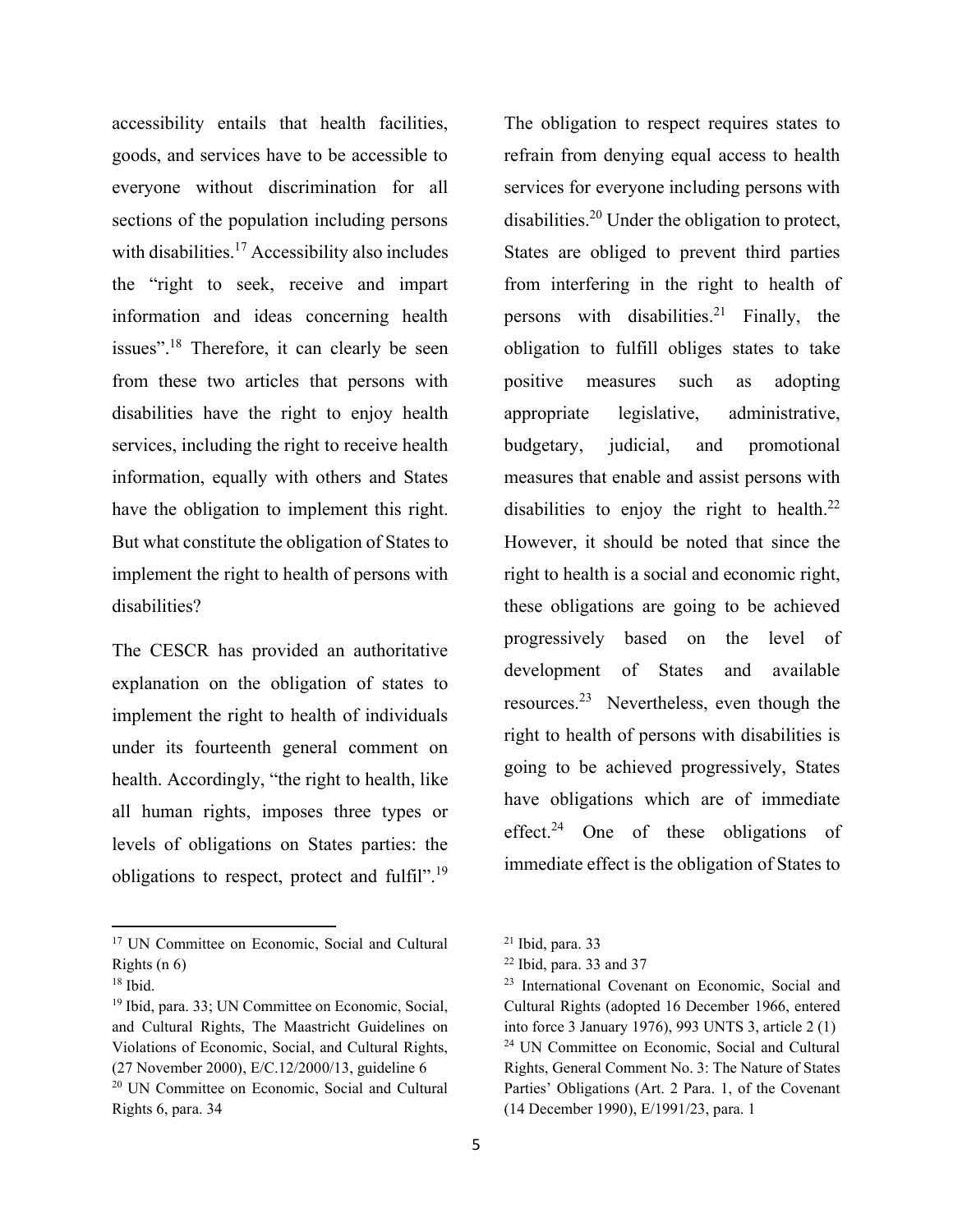accessibility entails that health facilities, goods, and services have to be accessible to everyone without discrimination for all sections of the population including persons with disabilities.[17] Accessibility also includes the "right to seek, receive and impart information and ideas concerning health issues".[18] Therefore, it can clearly be seen from these two articles that persons with disabilities have the right to enjoy health services, including the right to receive health information, equally with others and States have the obligation to implement this right. But what constitute the obligation of States to implement the right to health of persons with disabilities?

The CESCR has provided an authoritative explanation on the obligation of states to implement the right to health of individuals under its fourteenth general comment on health. Accordingly, "the right to health, like all human rights, imposes three types or levels of obligations on States parties: the obligations to respect, protect and fulfil".[19] The obligation to respect requires states to refrain from denying equal access to health services for everyone including persons with disabilities.[20] Under the obligation to protect, States are obliged to prevent third parties from interfering in the right to health of persons with disabilities.[21] Finally, the obligation to fulfill obliges states to take positive measures such as adopting appropriate legislative, administrative, budgetary, judicial, and promotional measures that enable and assist persons with disabilities to enjoy the right to health.[22] However, it should be noted that since the right to health is a social and economic right, these obligations are going to be achieved progressively based on the level of development of States and available resources.[23] Nevertheless, even though the right to health of persons with disabilities is going to be achieved progressively, States have obligations which are of immediate effect.[24] One of these obligations of immediate effect is the obligation of States to

---

[17] UN Committee on Economic, Social and Cultural Rights (n 6)

[18] Ibid.

[19] Ibid, para. 33; UN Committee on Economic, Social, and Cultural Rights, The Maastricht Guidelines on Violations of Economic, Social, and Cultural Rights, (27 November 2000), E/C.12/2000/13, guideline 6

[20] UN Committee on Economic, Social and Cultural Rights 6, para. 34

[21] Ibid, para. 33

[22] Ibid, para. 33 and 37

[23] International Covenant on Economic, Social and Cultural Rights (adopted 16 December 1966, entered into force 3 January 1976), 993 UNTS 3, article 2 (1)

[24] UN Committee on Economic, Social and Cultural Rights, General Comment No. 3: The Nature of States Parties' Obligations (Art. 2 Para. 1, of the Covenant (14 December 1990), E/1991/23, para. 1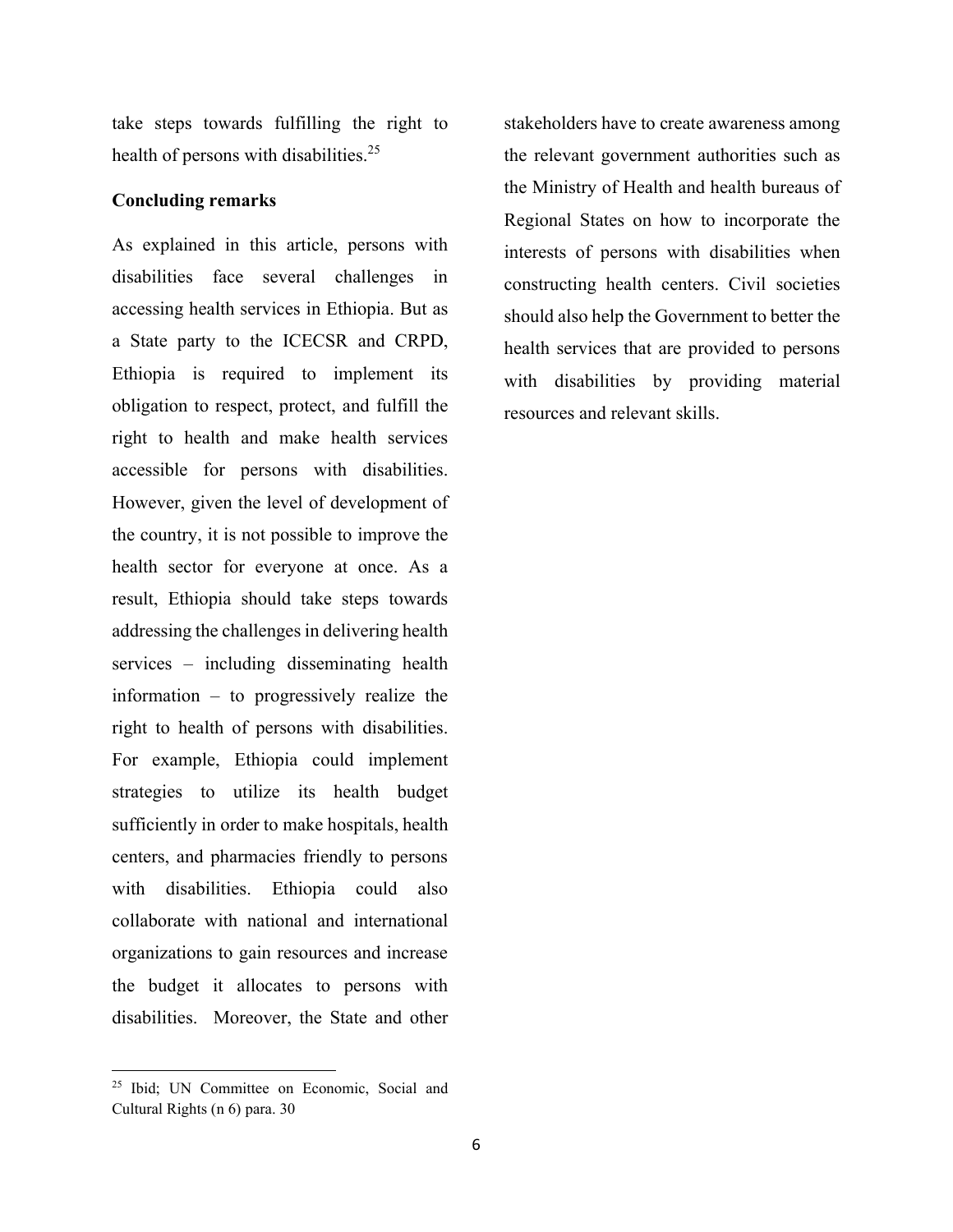take steps towards fulfilling the right to health of persons with disabilities.[25]

**Concluding remarks**

As explained in this article, persons with disabilities face several challenges in accessing health services in Ethiopia. But as a State party to the ICECSR and CRPD, Ethiopia is required to implement its obligation to respect, protect, and fulfill the right to health and make health services accessible for persons with disabilities. However, given the level of development of the country, it is not possible to improve the health sector for everyone at once. As a result, Ethiopia should take steps towards addressing the challenges in delivering health services – including disseminating health information – to progressively realize the right to health of persons with disabilities. For example, Ethiopia could implement strategies to utilize its health budget sufficiently in order to make hospitals, health centers, and pharmacies friendly to persons with disabilities. Ethiopia could also collaborate with national and international organizations to gain resources and increase the budget it allocates to persons with disabilities. Moreover, the State and other stakeholders have to create awareness among the relevant government authorities such as the Ministry of Health and health bureaus of Regional States on how to incorporate the interests of persons with disabilities when constructing health centers. Civil societies should also help the Government to better the health services that are provided to persons with disabilities by providing material resources and relevant skills.

---

[25] Ibid; UN Committee on Economic, Social and Cultural Rights (n 6) para. 30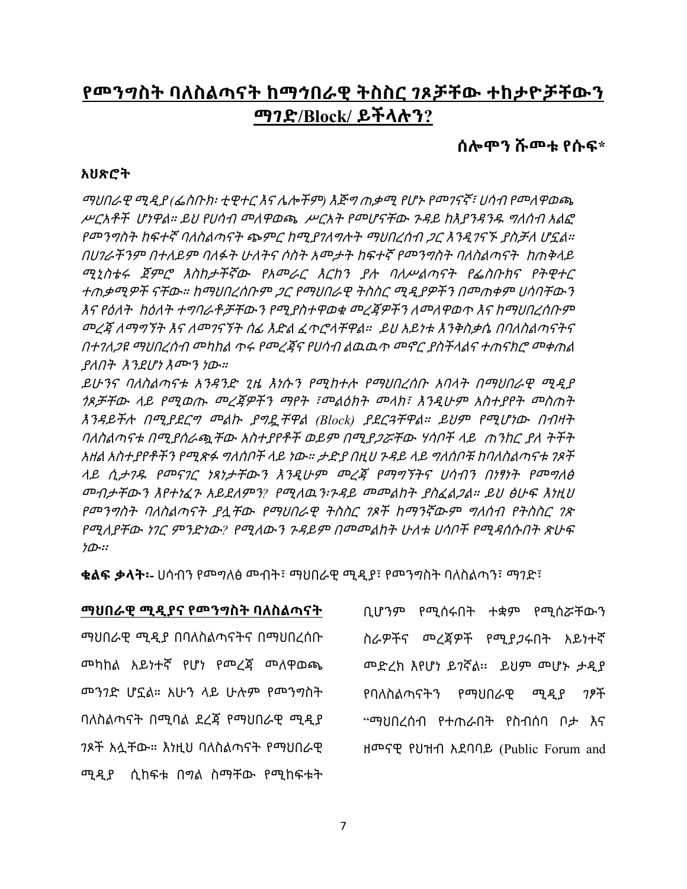# የመንግስት ባለስልጣናት ከማኅበራዊ ትስስር ገጾቻቸው ተከታዮቻቸውን ማገድ/Block/ ይችላሉን?

**ሰሎሞን ሹመቱ የሱፍ***

### አህጽሮት

*ማህበራዊ ሚዲያ (ፌስቡክ፡ ቲዊተር እና ሌሎችም) እጅግ ጠቃሚ የሆኑ የመገናኛ፣ ሀሳብ የመለዋወጫ ሥርአቶች ሆነዋል። ይህ የሀሳብ መለዋወጫ ሥርአት የመሆናቸው ጉዳይ ከእያንዳንዱ ግለሰብ አልፎ የመንግስት ከፍተኛ ባለስልጣናት ጭምር ከሚያገለግሉት ማህበረሰብ ጋር እንዲገናኙ ያስቻለ ሆኗል። በሀገራችንም በተለይም ባለፉት ሁለትና ሶስት አመታት ከፍተኛ የመንግስት ባለስልጣናት ከጠቅላይ ሚኒስቴሩ ጀምሮ እስከታችኛው የአመራር እርከን ያሉ ባለሥልጣናት የፌስቡክና የትዊተር ተጠቃሚዎች ናቸው። ከማህበረሰቡም ጋር የማህበራዊ ትስስር ሚዲያዎችን በመጠቀም ሀሳባቸውን እና የዕለት ከዕለት ተግባራቶቻቸውን የሚያስተዋወቁ መረጃዎችን ለመለዋወጥ እና ከማህበረሰቡም መረጃ ለማግኘት እና ለመገናኘት ሰፊ እድል ፈጥሮላቸዋል። ይህ አይነቱ እንቅስቃሴ በባለስልጣናትና በተገለጋዩ ማህበረሰብ መካከል ጥሩ የመረጃና የሀሳብ ልዉዉጥ መኖር ያስችላልና ተጠናክሮ መቀጠል ያለበት እንደሆነ እሙን ነው።*

*ይሁንና ባለስልጣናቱ አንዳንድ ጊዜ እነሱን የሚከተሉ የማህበረሰቡ አባላት በማህበራዊ ሚዲያ ገጾቻቸው ላይ የሚወጡ መረጃዎችን ማየት ፣መልዕክት መላክ፣ እንዲሁም አስተያየት መስጠት እንዳይችሉ በሚያደርግ መልኩ ያግዷቸዋል (Block) ያደርጓቸዋል። ይህም የሚሆነው በብዛት ባለስልጣናቱ በሚያሰራጯቸው አስተያየቶች ወይም በሚያጋሯቸው ሃሳቦች ላይ ጠንከር ያለ ትችት አዘል አስተያየቶችን የሚጽፉ ግለሰቦች ላይ ነው። ታድያ በዚህ ጉዳይ ላይ ግለሰቦቹ ከባለስልጣናቱ ገጾች ላይ ሲታገዱ የመናገር ነጻነታቸውን እንዲሁም መረጃ የማግኘትና ሀሳብን በነፃነት የመግለፅ መብታቸውን እየተነፈጉ አይደለምን? የሚለዉን፡ጉዳይ መመልከት ያስፈልጋል። ይህ ፅሁፍ እነዚህ የመንግስት ባለስልጣናት ያሏቸው የማህበራዊ ትስስር ገጾች ከማንኛውም ግለሰብ የትስስር ገጽ የሚለያቸው ነገር ምንድነው? የሚለውን ጉዳይም በመመልከት ሁለቱ ሀሳቦች የሚዳሰሱበት ጽሁፍ ነው።*

**ቁልፍ ቃላት፡-** ሀሳብን የመግለፅ መብት፣ ማህበራዊ ሚዲያ፣ የመንግስት ባለስልጣን፣ ማገድ፣

### ማህበራዊ ሚዲያና የመንግስት ባለስልጣናት

ማህበራዊ ሚዲያ በባለስልጣናትና በማህበረሰቡ መካከል አይነተኛ የሆነ የመረጃ መለዋወጫ መንገድ ሆኗል። አሁን ላይ ሁሉም የመንግስት ባለስልጣናት በሚባል ደረጃ የማህበራዊ ሚዲያ ገጾች አሏቸው። እነዚህ ባለስልጣናት የማህበራዊ ሚዲያ ሲከፍቱ በግል ስማቸው የሚከፍቱት ቢሆንም የሚሰሩበት ተቋም የሚሰሯቸውን ስራዎችና መረጃዎች የሚያጋሩበት አይነተኛ መድረክ እየሆነ ይገኛል። ይህም መሆኑ ታዲያ የባለስልጣናትን የማህበራዊ ሚዲያ ገፆች "ማህበረሰብ የተጠራበት የስብሰባ ቦታ እና ዘመናዊ የህዝብ አደባባይ (Public Forum and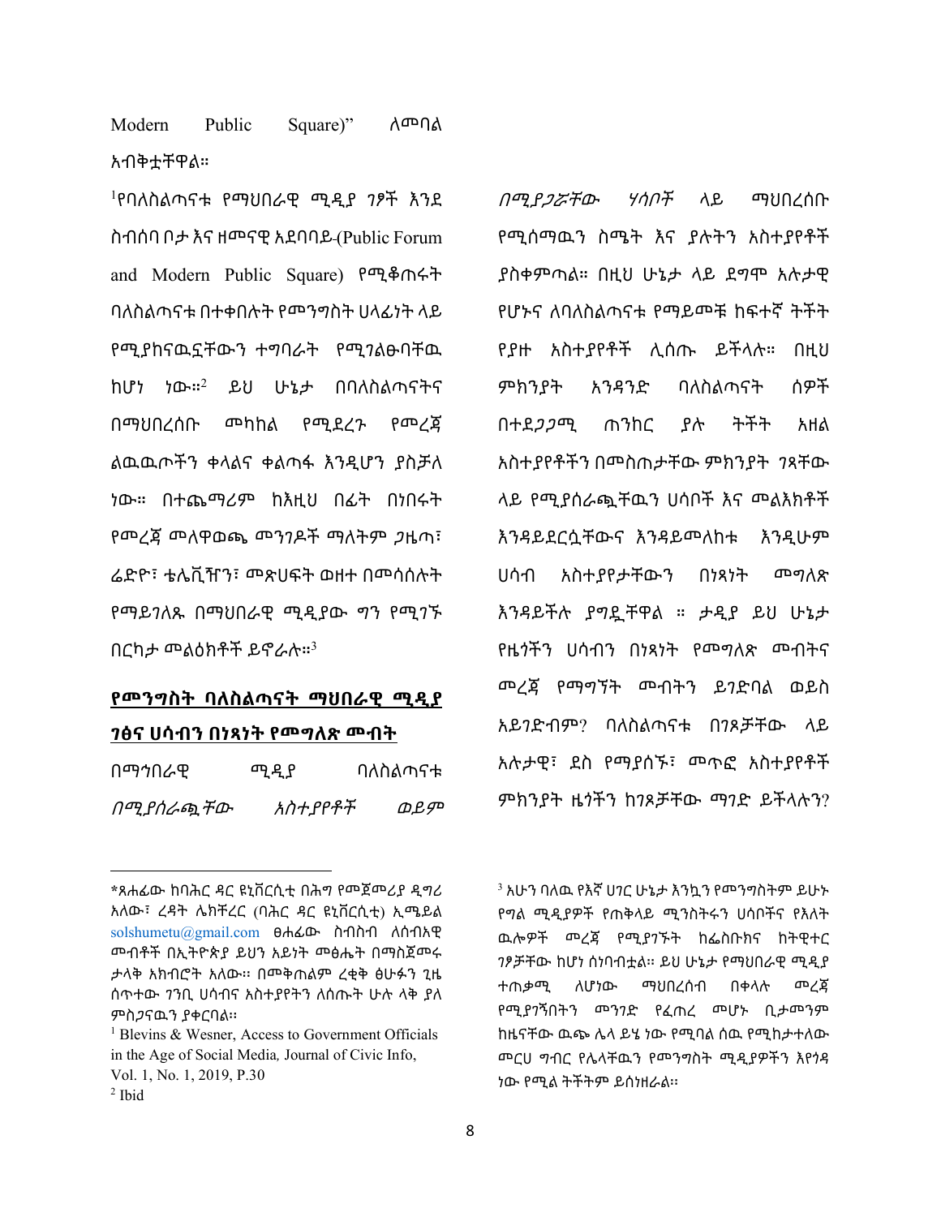Modern Public Square)" ለመባል አብቅቷቸዋል።

[1]የባለስልጣናቱ የማህበራዊ ሚዲያ ገፆች እንደ ስብሰባ ቦታ እና ዘመናዊ አደባባይ (Public Forum and Modern Public Square) የሚቆጠሩት ባለስልጣናቱ በተቀበሉት የመንግስት ሀላፊነት ላይ የሚያከናዉኗቸውን ተግባራት የሚገልፁባቸዉ ከሆነ ነው።[2] ይህ ሁኔታ በባለስልጣናትና በማህበረሰቡ መካከል የሚደረጉ የመረጃ ልዉዉጦችን ቀላልና ቀልጣፋ እንዲሆን ያስቻለ ነው። በተጨማሪም ከእዚህ በፊት በነበሩት የመረጃ መለዋወጫ መንገዶች ማለትም ጋዜጣ፣ ሬድዮ፣ ቴሌቪዥን፣ መጽሀፍት ወዘተ በመሳሰሉት የማይገለጹ በማህበራዊ ሚዲያው ግን የሚገኙ በርካታ መልዕክቶች ይኖራሉ።[3]

## የመንግስት ባለስልጣናት ማህበራዊ ሚዲያ ገፅና ሀሳብን በነጻነት የመግለጽ መብት

በማኅበራዊ ሚዲያ ባለስልጣናቱ *በሚያሰራጯቸው አስተያየቶች ወይም በሚያጋሯቸው ሃሳቦች* ላይ ማህበረሰቡ የሚሰማዉን ስሜት እና ያሉትን አስተያየቶች ያስቀምጣል። በዚህ ሁኔታ ላይ ደግሞ አሉታዊ የሆኑና ለባለስልጣናቱ የማይመቹ ከፍተኛ ትችት የያዙ አስተያየቶች ሊሰጡ ይችላሉ። በዚህ ምክንያት አንዳንድ ባለስልጣናት ሰዎች በተደጋጋሚ ጠንከር ያሉ ትችት አዘል አስተያየቶችን በመስጠታቸው ምክንያት ገጻቸው ላይ የሚያሰራጯቸዉን ሀሳቦች እና መልእክቶች እንዳይደርሷቸውና እንዳይመለከቱ እንዲሁም ሀሳብ አስተያየታቸውን በነጻነት መግለጽ እንዳይችሉ ያግዷቸዋል ። ታዲያ ይህ ሁኔታ የዜጎችን ሀሳብን በነጻነት የመግለጽ መብትና መረጃ የማግኘት መብትን ይገድባል ወይስ አይገድብም? ባለስልጣናቱ በገጾቻቸው ላይ አሉታዊ፣ ደስ የማያሰኙ፣ መጥፎ አስተያየቶች ምክንያት ዜጎችን ከገጾቻቸው ማገድ ይችላሉን?

---

*ጸሐፊው ከባሕር ዳር ዩኒቨርሲቲ በሕግ የመጀመሪያ ዲግሪ አለው፣ ረዳት ሌክቸረር (ባሕር ዳር ዩኒቨርሲቲ) ኢሜይል solshumetu@gmail.com ፀሐፊው ስብስብ ለሰብአዊ መብቶች በኢትዮጵያ ይህን አይነት መፅሔት በማስጀመሩ ታላቅ አክብሮት አለው። በመቅጠልም ረቂቅ ፅሁፉን ጊዜ ሰጥተው ገንቢ ሀሳብና አስተያየትን ለሰጡት ሁሉ ላቅ ያለ ምስጋናዉን ያቀርባል።

[1] Blevins & Wesner, Access to Government Officials in the Age of Social Media*,* Journal of Civic Info, Vol. 1, No. 1, 2019, P.30

[2] Ibid

[3] አሁን ባለዉ የእኛ ሀገር ሁኔታ እንኳን የመንግስትም ይሁኑ የግል ሚዲያዎች የጠቅላይ ሚንስትሩን ሀሳቦችና የእለት ዉሎዎች መረጃ የሚያገኙት ከፌስቡክና ከትዊተር ገፆቻቸው ከሆነ ሰነባብቷል። ይህ ሁኔታ የማህበራዊ ሚዲያ ተጠቃሚ ለሆነው ማህበረሰብ በቀላሉ መረጃ የሚያገኝበትን መንገድ የፈጠረ መሆኑ ቢታመንም ከዜናቸው ዉጭ ሌላ ይሄ ነው የሚባል ሰዉ የሚከታተለው መርሀ ግብር የሌላቸዉን የመንግስት ሚዲያዎችን እየጎዳ ነው የሚል ትችትም ይሰነዘራል።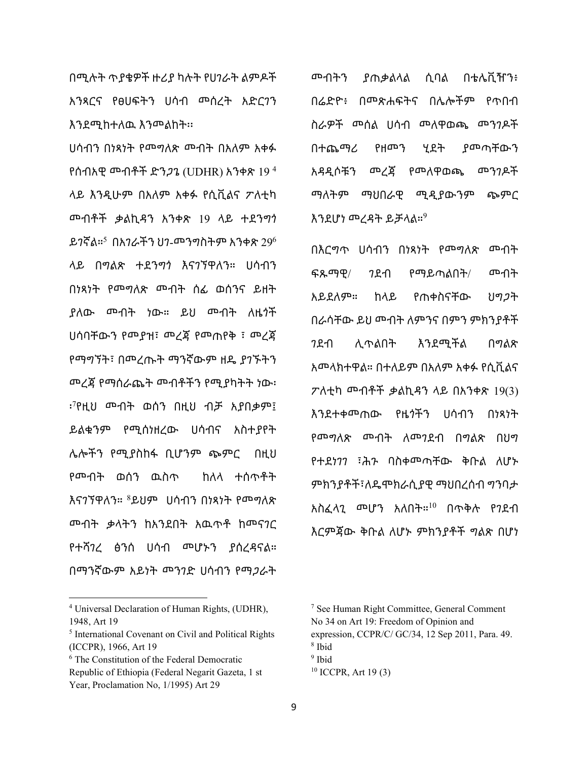በሚሉት ጥያቄዎች ዙሪያ ካሉት የሀገራት ልምዶች አንጻርና የፀሀፍትን ሀሳብ መሰረት አድርገን እንደሚከተለዉ እንመልከት፡፡

ሀሳብን በነጻነት የመግለጽ መብት በአለም አቀፋ የሰብአዊ መብቶች ድንጋጌ (UDHR) አንቀጽ 19 [4] ላይ እንዲሁም በአለም አቀፋ የሲቪልና ፖለቲካ መብቶች ቃልኪዳን አንቀጽ 19 ላይ ተደንግጎ ይገኛል፡፡[5] በአገራችን ህገ-መንግስትም አንቀጽ 29[6] ላይ በግልጽ ተደንግጎ እናገኘዋለን፡፡ ሀሳብን በነጻነት የመግለጽ መብት ሰፊ ወሰንና ይዘት ያለው መብት ነው፡፡ ይህ መብት ለዜጎች ሀሳባቸውን የመያዝ፣ መረጃ የመጠየቅ ፣ መረጃ የማግኘት፣ በመረጡት ማንኛውም ዘዴ ያገኙትን መረጃ የማሰራጨት መብቶችን የሚያካትት ነው፡ ፡[7]የዚህ መብት ወሰን በዚህ ብቻ አያበቃም፤ ይልቁንም የሚሰነዘረው ሀሳብና አስተያየት ሌሎችን የሚያስከፋ ቢሆንም ጭምር በዚህ የሙብት ወሰን ዉስጥ ከለላ ተሰጥቶት እናገኘዋለን፡፡ [8]ይህም ሀሳብን በነጻነት የመግለጽ መብት ቃላትን ከአንደበት አዉጥቶ ከመናገር የተሻገረ ፅንሰ ሀሳብ መሆኑን ያሰረዳናል፡፡ በማንኛውም አይነት መንገድ ሀሳብን የማጋራት መብትን ያጠቃልላል ሲባል በቴሌቪዥን፣ በሬድዮ፣ በመጽሐፍትና በሌሎችም የጥበብ ስራዎች መሰል ሀሳብ መለዋወጫ መንገዶች በተጨማሪ የዘመን ሂደት ያመጣቸውን አዳዲሶቹን መረጃ የመለዋወጫ መንገዶች ማለትም ማህበራዊ ሚዲያውንም ጭምር እንደሆነ መረዳት ይቻላል፡፡[9]

በእርግጥ ሀሳብን በነጻነት የመግለጽ መብት ፍጹማዊ/ ገደብ የማይጣልበት/ መብት አይደለም፡፡ ከላይ የጠቀስናቸው ህግጋት በራሳቸው ይህ መብት ለምንና በምን ምክንያቶች ገደብ ሊጥልበት እንደሚችል በግልጽ አመላክተዋል፡፡ በተለይም በአለም አቀፋ የሲቪልና ፖለቲካ መብቶች ቃልኪዳን ላይ በአንቀጽ 19(3) እንደተቀመጠው የዜጎችን ሀሳብን በነጻነት የመግለጽ መብት ለመገደብ በግልጽ በህግ የተደነገገ ፣ሕጉ ባስቀመጣቸው ቅቡል ለሆኑ ምክንያቶች፣ለዴሞክራሲያዊ ማህበረሰብ ግንባታ አስፈላጊ መሆን አለበት፡፡[10] በጥቅሉ የገደብ እርምጃው ቅቡል ለሆኑ ምክንያቶች ግልጽ በሆነ

---

[4] Universal Declaration of Human Rights, (UDHR), 1948, Art 19

[5] International Covenant on Civil and Political Rights (ICCPR), 1966, Art 19

[6] The Constitution of the Federal Democratic Republic of Ethiopia (Federal Negarit Gazeta, 1 st Year, Proclamation No, 1/1995) Art 29

[7] See Human Right Committee, General Comment No 34 on Art 19: Freedom of Opinion and expression, CCPR/C/ GC/34, 12 Sep 2011, Para. 49.

[8] Ibid

[9] Ibid

[10] ICCPR, Art 19 (3)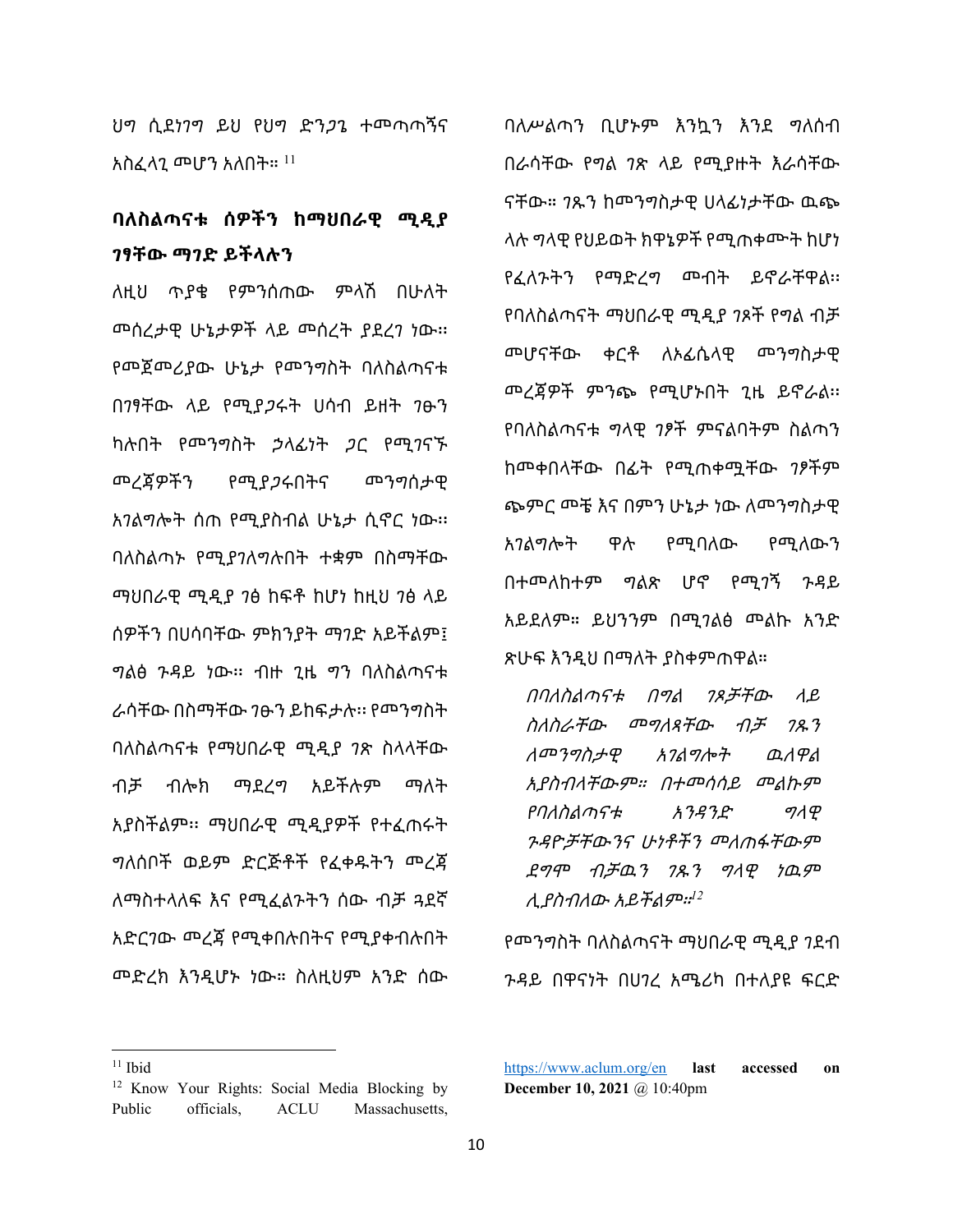ህግ ሲደነገግ ይህ የህግ ድንጋጌ ተመጣጣኝና አስፈላጊ መሆን አለበት። [11]

## ባለስልጣናቱ ሰዎችን ከማህበራዊ ሚዲያ ገፃቸው ማገድ ይችላሉን

ለዚህ ጥያቄ የምንሰጠው ምላሽ በሁለት መሰረታዊ ሁኔታዎች ላይ መሰረት ያደረገ ነው። የመጀመሪያው ሁኔታ የመንግስት ባለስልጣናቱ በገፃቸው ላይ የሚያጋሩት ሀሳብ ይዘት ገፁን ካሉበት የመንግስት ኃላፊነት ጋር የሚገናኙ መረጃዎችን የሚያጋሩበትና መንግሰታዊ አገልግሎት ሰጠ የሚያስብል ሁኔታ ሲኖር ነው። ባለስልጣኑ የሚያገለግሉበት ተቋም በስማቸው ማህበራዊ ሚዲያ ገፅ ከፍቶ ከሆነ ከዚህ ገፅ ላይ ሰዎችን በሀሳባቸው ምክንያት ማገድ አይችልም፤ ግልፅ ጉዳይ ነው። ብዙ ጊዜ ግን ባለስልጣናቱ ራሳቸው በስማቸው ገፁን ይከፍታሉ። የመንግስት ባለስልጣናቱ የማህበራዊ ሚዲያ ገጽ ስላላቸው ብቻ ብሎክ ማደረግ አይችሉም ማለት አያስችልም። ማህበራዊ ሚዲያዎች የተፈጠሩት ግለሰቦች ወይም ድርጅቶች የፈቀዱትን መረጃ ለማስተላለፍ እና የሚፈልጉትን ሰው ብቻ ጓደኛ አድርገው መረጃ የሚቀበሉበትና የሚያቀብሉበት መድረክ እንዲሆኑ ነው። ስለዚህም አንድ ሰው ባለሥልጣን ቢሆኑም እንኳን እንደ ግለሰብ በራሳቸው የግል ገጽ ላይ የሚያዙት እራሳቸው ናቸው። ገጹን ከመንግስታዊ ሀላፊነታቸው ዉጭ ላሉ ግላዊ የህይወት ክዋኔዎች የሚጠቀሙት ከሆነ የፈለጉትን የማድረግ መብት ይኖራቸዋል። የባለስልጣናት ማህበራዊ ሚዲያ ገጾች የግል ብቻ መሆናቸው ቀርቶ ለኦፊሴላዊ መንግስታዊ መረጃዎች ምንጭ የሚሆኑበት ጊዜ ይኖራል። የባለስልጣናቱ ግላዊ ገፆች ምናልባትም ስልጣን ከመቀበላቸው በፊት የሚጠቀሟቸው ገፆችም ጭምር መቼ እና በምን ሁኔታ ነው ለመንግስታዊ አገልግሎት ዋሉ የሚባለው የሚለውን በተመለከተም ግልጽ ሆኖ የሚገኝ ጉዳይ አይደለም። ይህንንም በሚገልፅ መልኩ አንድ ጽሁፍ እንዲህ በማለት ያስቀምጠዋል።

> *በባለስልጣናቱ በግል ገጾቻቸው ላይ ስለስራቸው መግለጻቸው ብቻ ገጹን ለመንግስታዊ አገልግሎት ዉለዋል አያስብላቸውም። በተመሳሳይ መልኩም የባለስልጣናቱ አንዳንድ ግላዊ ጉዳዮቻቸውንና ሁነቶችን መለጠፋቸውም ደግሞ ብቻዉን ገጹን ግላዊ ነዉም ሊያስብለው አይችልም።*[12]

የመንግስት ባለስልጣናት ማህበራዊ ሚዲያ ገደብ ጉዳይ በዋናነት በሀገረ አሜሪካ በተለያዩ ፍርድ

---

[11] Ibid

[12] Know Your Rights: Social Media Blocking by Public officials, ACLU Massachusetts, https://www.aclum.org/en **last accessed on December 10, 2021** @ 10:40pm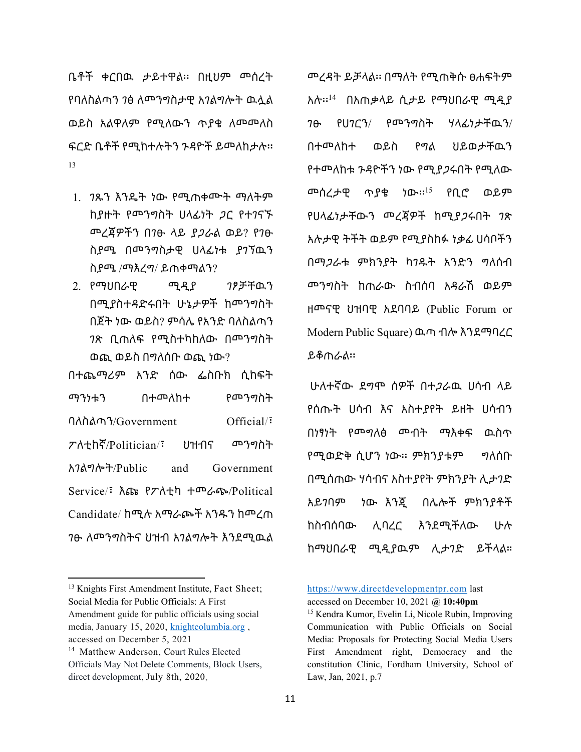ቤቶች ቀርበዉ ታይተዋል። በዚህም መሰረት የባለስልጣን ገፅ ለመንግስታዊ አገልግሎት ዉሏል ወይስ አልዋለም የሚለውን ጥያቄ ለመመለስ ፍርድ ቤቶች የሚከተሉትን ጉዳዮች ይመለከታሉ። [13]

1. ገጹን እንዴት ነው የሚጠቀሙት ማለትም ከያዙት የመንግስት ሀላፊነት ጋር የተገናኙ መረጃዎችን በገፁ ላይ ያጋራል ወይ? የገፁ ስያሜ በመንግስታዊ ሀላፊነቱ ያገኘዉን ስያሜ /ማእረግ/ ይጠቀማልን?
2. የማህበራዊ ሚዲያ ገፃቻቸዉን በሚያስተዳድሩበት ሁኔታዎች ከመንግስት በጀት ነው ወይስ? ምሳሌ የአንድ ባለስልጣን ገጽ ቢጠለፍ የሚስተካከለው በመንግስት ወጪ ወይስ በግለሰቡ ወጪ ነው?

በተጨማሪም አንድ ሰው ፌስቡክ ሲከፍት ማንነቱን በተመለከተ የመንግስት ባለስልጣን/Government Official/፣ ፖለቲከኛ/Politician/፣ ህዝብና መንግስት አገልግሎት/Public and Government Service/፣ እጩ የፖለቲካ ተመራጭ/Political Candidate/ ከሚሉ አማራጮች አንዱን ከመረጠ ገፁ ለመንግስትና ህዝብ አገልግሎት እንደሚዉል መረዳት ይቻላል። በማለት የሚጠቅሱ ፀሐፍትም አሉ።[14] በአጠቃላይ ሲታይ የማህበራዊ ሚዲያ ገፁ የሀገርን/ የመንግስት ሃላፊነታቸዉን/ በተመለከተ ወይስ የግል ህይወታቸዉን የተመለከቱ ጉዳዮችን ነው የሚያጋሩበት የሚለው መሰረታዊ ጥያቄ ነው።[15] የቢሮ ወይም የሀላፊነታቸውን መረጃዎች ከሚያጋሩበት ገጽ አሉታዊ ትችት ወይም የሚያስከፋ ነቃፊ ሀሳቦችን በማጋራቱ ምክንያት ካገዱት አንድን ግለሰብ መንግስት ከጠራው ስብሰባ አዳራሽ ወይም ዘመናዊ ህዝባዊ አደባባይ (Public Forum or Modern Public Square) ዉጣ ብሎ እንደማባረር ይቆጠራል።

ሁለተኛው ደግሞ ሰዎች በተጋራዉ ሀሳብ ላይ የሰጡት ሀሳብ እና አስተያየት ይዘት ሀሳብን በነፃነት የመግለፅ መብት ማእቀፍ ዉስጥ የሚወድቅ ሲሆን ነው። ምክንያቱም ግለሰቡ በሚሰጠው ሃሳብና አስተያየት ምክንያት ሊታገድ አይገባም ነው እንጂ በሌሎች ምክንያቶች ከስብሰባው ሊባረር እንደሚችለው ሁሉ ከማህበራዊ ሚዲያዉም ሊታገድ ይችላል።

---

[13] Knights First Amendment Institute, Fact Sheet; Social Media for Public Officials: A First Amendment guide for public officials using social media, January 15, 2020, knightcolumbia.org , accessed on December 5, 2021

[14] Matthew Anderson, Court Rules Elected Officials May Not Delete Comments, Block Users, direct development, July 8th, 2020, https://www.directdevelopmentpr.com last accessed on December 10, 2021 @ **10:40pm**

[15] Kendra Kumor, Evelin Li, Nicole Rubin, Improving Communication with Public Officials on Social Media: Proposals for Protecting Social Media Users First Amendment right, Democracy and the constitution Clinic, Fordham University, School of Law, Jan, 2021, p.7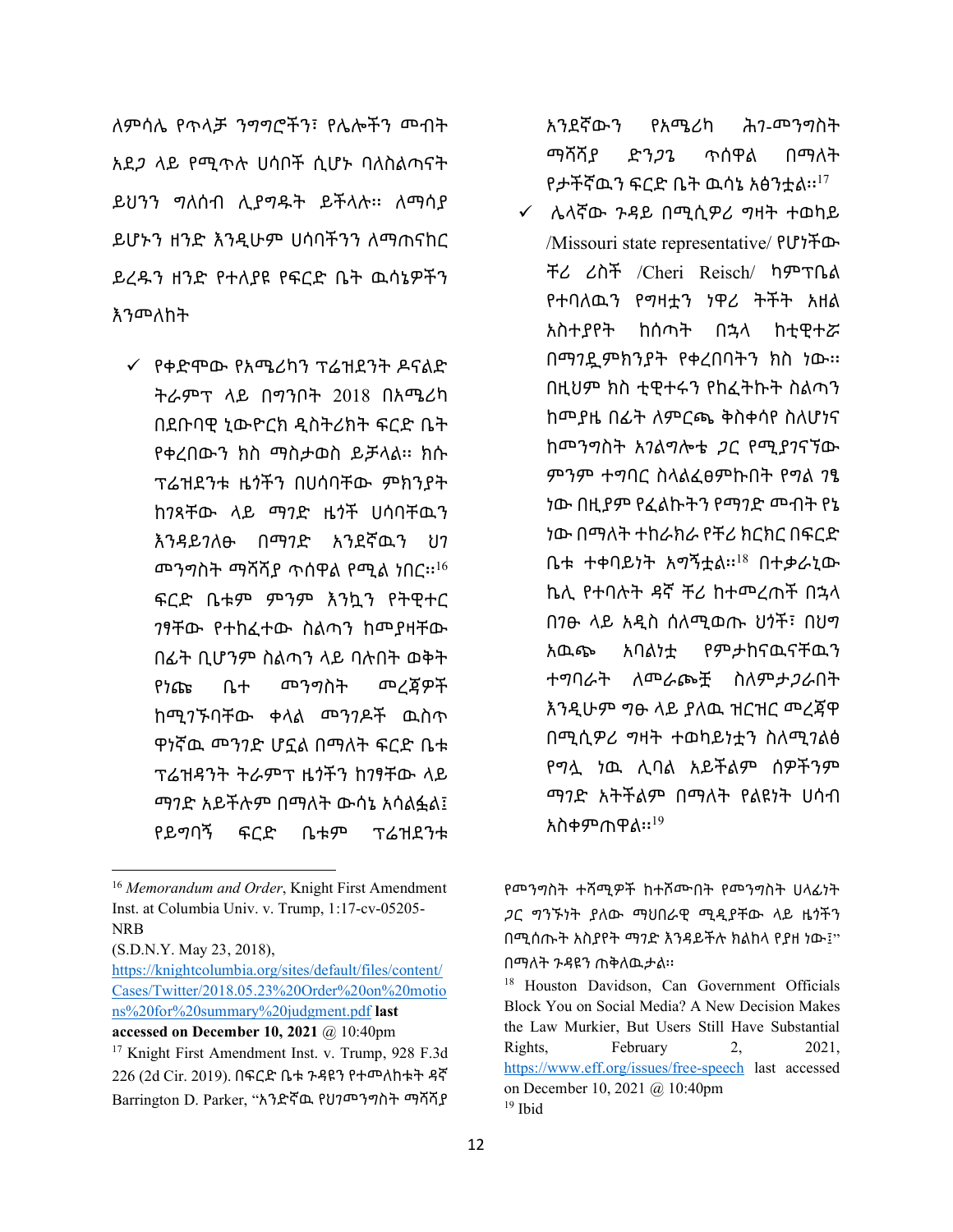ለምሳሌ የጥላቻ ንግግሮችን፣ የሌሎችን መብት አደጋ ላይ የሚጥሉ ሀሳቦች ሲሆኑ ባለስልጣናት ይህንን ግለሰብ ሊያግዱት ይችላሉ። ለማሳያ ይሆኑን ዘንድ እንዲሁም ሀሳባችንን ለማጠናከር ይረዱን ዘንድ የተለያዩ የፍርድ ቤት ዉሳኔዎችን እንመለከት

- ✓ የቀድሞው የአሜሪካን ፕሬዝደንት ዶናልድ ትራምፕ ላይ በግንቦት 2018 በአሜሪካ በደቡባዊ ኒውዮርክ ዲስትሪክት ፍርድ ቤት የቀረበውን ክስ ማስታወስ ይቻላል። ክሱ ፕሬዝደንቱ ዜጎችን በሀሳባቸው ምክንያት ከገጻቸው ላይ ማገድ ዜጎች ሀሳባቸዉን እንዳይገለፁ በማገድ አንደኛዉን ህገ መንግስት ማሻሻያ ጥሰዋል የሚል ነበር።[16] ፍርድ ቤቱም ምንም እንኳን የትዊተር ገፃቸው የተከፈተው ስልጣን ከመያዛቸው በፊት ቢሆንም ስልጣን ላይ ባሉበት ወቅት የነጩ ቤተ መንግስት መረጃዎች ከሚገኙባቸው ቀላል መንገዶች ዉስጥ ዋነኛዉ መንገድ ሆኗል በማለት ፍርድ ቤቱ ፕሬዝዳንት ትራምፕ ዜጎችን ከገፃቸው ላይ ማገድ አይችሉም በማለት ውሳኔ አሳልፏል፤ የይግባኝ ፍርድ ቤቱም ፕሬዝደንቱ አንደኛውን የአሜሪካ ሕገ-መንግስት ማሻሻያ ድንጋጌ ጥሰዋል በማለት የታችኛዉን ፍርድ ቤት ዉሳኔ አፅንቷል።[17]
- ✓ ሌላኛው ጉዳይ በሚሲዎሪ ግዛት ተወካይ /Missouri state representative/ የሆነችው ቸሪ ሪስች /Cheri Reisch/ ካምፔቤል የተባለዉን የግዛቷን ነዋሪ ትችት አዘል አስተያየት ከሰጣት በኋላ ከቲዊተሯ በማገዷ ምክንያት የቀረበባትን ክስ ነው። በዚህም ክስ ቲዊተሩን የከፈትኩት ስልጣን ከመያዜ በፊት ለምርጫ ቅስቀሳየ ስለሆነና ከመንግስት አገልግሎቴ ጋር የሚያገናኘው ምንም ተግባር ስላልፈፀምኩበት የግል ገፄ ነው በዚያም የፈለኩትን የማገድ መብት የኔ ነው በማለት ተከራክራ የቸሪ ክርክር በፍርድ ቤቱ ተቀባይነት አግኝቷል።[18] በተቃራኒው ኬሊ የተባሉት ዳኛ ቸሪ ከተመረጠች በኋላ በገፁ ላይ አዲስ ሰለሚወጡ ህጎች፣ በህግ አዉጭ አባልነቷ የምታከናዉናቸዉን ተግባራት ለመራጮቿ ስለምታጋራበት እንዲሁም ግፁ ላይ ያለዉ ዝርዝር መረጃዋ በሚሲዎሪ ግዛት ተወካይነቷን ስለሚገልፅ የግሏ ነዉ ሊባል አይችልም ሰዎችንም ማገድ አትችልም በማለት የልዩነት ሀሳብ አስቀምጠዋል።[19]

---

[16] *Memorandum and Order*, Knight First Amendment Inst. at Columbia Univ. v. Trump, 1:17-cv-05205-NRB (S.D.N.Y. May 23, 2018), https://knightcolumbia.org/sites/default/files/content/Cases/Twitter/2018.05.23%20Order%20on%20motions%20for%20summary%20judgment.pdf **last accessed on December 10, 2021** @ 10:40pm

[17] Knight First Amendment Inst. v. Trump, 928 F.3d 226 (2d Cir. 2019). በፍርድ ቤቱ ጉዳዩን የተመለከቱት ዳኛ Barrington D. Parker, "አንድኛዉ የህገመንግስት ማሻሻያ የመንግስት ተሿሚዎች ከተሾሙበት የመንግስት ሀላፊነት ጋር ግንኙነት ያለው ማህበራዊ ሚዲያቸው ላይ ዜጎችን በሚሰጡት አስያየት ማገድ እንዳይችሉ ክልከላ የያዘ ነው፤" በማለት ጉዳዩን ጠቅለዉታል።

[18] Houston Davidson, Can Government Officials Block You on Social Media? A New Decision Makes the Law Murkier, But Users Still Have Substantial Rights, February 2, 2021, https://www.eff.org/issues/free-speech last accessed on December 10, 2021 @ 10:40pm

[19] Ibid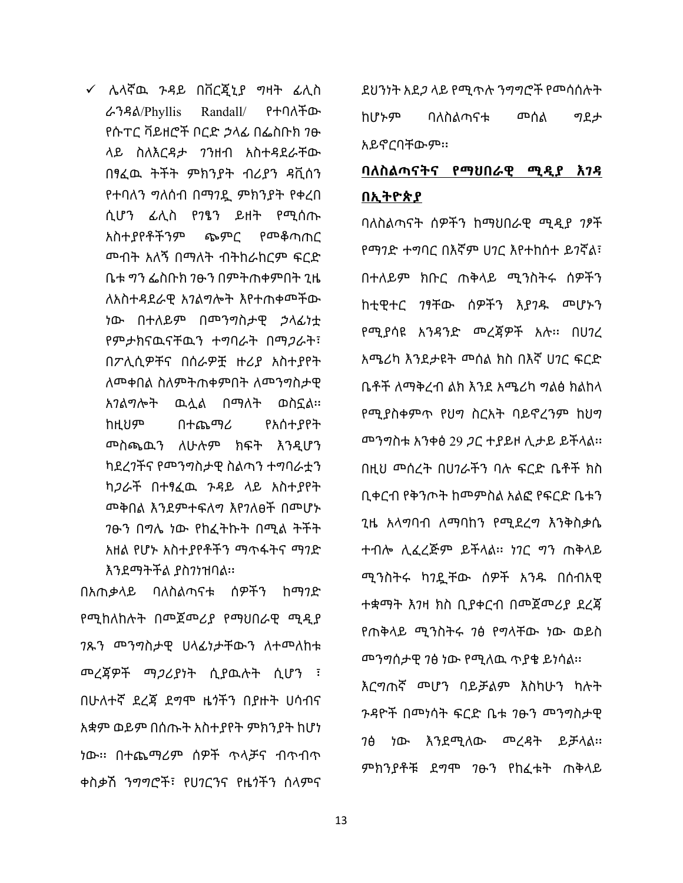- ✓ ሌላኛዉ ጉዳይ በቨርጂኒያ ግዛት ፊሊስ ራንዳል/Phyllis Randall/ የተባለችው የሱፐር ቫይዘሮች ቦርድ ኃላፊ በፌስቡክ ገፁ ላይ ስለእርዳታ ገንዘብ አስተዳደራቸው በፃፈዉ ትችት ምክንያት ብሪያን ዳቪሰን የተባለን ግለሰብ በማገዷ ምክንያት የቀረበ ሲሆን ፊሊስ የገፄን ይዘት የሚሰጡ አስተያየቶችንም ጭምር የመቆጣጠር መብት አለኝ በማለት ብትከራከርም ፍርድ ቤቱ ግን ፌስቡክ ገፁን በምትጠቀምበት ጊዜ ለአስተዳደራዊ አገልግሎት እየተጠቀመችው ነው በተለይም በመንግስታዊ ኃላፊነቷ የምታከናዉናቸዉን ተግባራት በማጋራት፣ በፖሊሲዎቿና በሰራዎቿ ዙሪያ አስተያየት ለመቀበል ስለምትጠቀምበት ለመንግስታዊ አገልግሎት ዉሏል በማለት ወስኗል። ከዚህም በተጨማሪ የአስተያየት መስጫዉን ለሁሉም ክፍት እንዲሆን ካደረገችና የመንግስታዊ ስልጣን ተግባራቷን ካጋራች በተፃፈዉ ጉዳይ ላይ አስተያየት መቀበል እንደምተፈልግ እየገለፀች በመሆኑ ገፁን በግሌ ነው የከፈትኩት በሚል ትችት አዘል የሆኑ አስተያየቶችን ማጥፋትና ማገድ እንደማትችል ያስገነዝባል።

በአጠቃላይ ባለስልጣናቱ ሰዎችን ከማገድ የሚከለከሉት በመጀመሪያ የማህበራዊ ሚዲያ ገጹን መንግስታዊ ሀላፊነታቸውን ለተመለከቱ መረጃዎች ማጋሪያነት ሲያዉሉት ሲሆን ፣ በሁለተኛ ደረጃ ደግሞ ዜጎችን በያዙት ሀሳብና አቋም ወይም በሰጡት አስተያየት ምክንያት ከሆነ ነው። በተጨማሪም ሰዎች ጥላቻና ብጥብጥ ቀስቃሽ ንግግሮች፣ የሀገርንና የዜጎችን ሰላምና ደህንነት አደጋ ላይ የሚጥሉ ንግግሮች የመሰሰሉት ከሆኑም ባለስልጣናቱ መሰል ግደታ አይኖርባቸውም።

## ባለስልጣናትና የማህበራዊ ሚዲያ እገዳ በኢትዮጵያ

ባለስልጣናት ሰዎችን ከማህበራዊ ሚዲያ ገፆች የማገድ ተግባር በእኛም ሀገር እየተከሰተ ይገኛል፣ በተለይም ክቡር ጠቅላይ ሚንስትሩ ሰዎችን ከቲዊተር ገፃቸው ሰዎችን እያገዱ መሆኑን የሚያሳዩ አንዳንድ መረጃዎች አሉ። በሀገረ አሜሪካ እንደታዩት መሰል ክስ በእኛ ሀገር ፍርድ ቤቶች ለማቅረብ ልክ እንደ አሜሪካ ግልፅ ክልከላ የሚያስቀምጥ የህግ ስርአት ባይኖረንም ከህግ መንግስቱ አንቀፅ 29 ጋር ተያይዞ ሊታይ ይችላል። በዚህ መሰረት በሀገራችን ባሉ ፍርድ ቤቶች ክስ ቢቀርብ የቅንጦት ከመምስል አልፎ የፍርድ ቤቱን ጊዜ አላግባብ ለማባከን የሚደረግ እንቅስቃሴ ተብሎ ሊፈረጅም ይችላል። ነገር ግን ጠቅላይ ሚንስትሩ ካገዷቸው ሰዎች አንዱ በሰብአዊ ተቋማት እገዛ ክስ ቢያቀርብ በመጀመሪያ ደረጃ የጠቅላይ ሚንስትሩ ገፅ የግላቸው ነው ወይስ መንግሰታዊ ገፅ ነው የሚለዉ ጥያቄ ይነሳል።

እርግጠኛ መሆን ባይቻልም እስካሁን ካሉት ጉዳዮች በመነሳት ፍርድ ቤቱ ገፁን መንግስታዊ ገፅ ነው እንደሚለው መረዳት ይቻላል። ምክንያቶቹ ደግሞ ገፁን የከፈቱት ጠቅላይ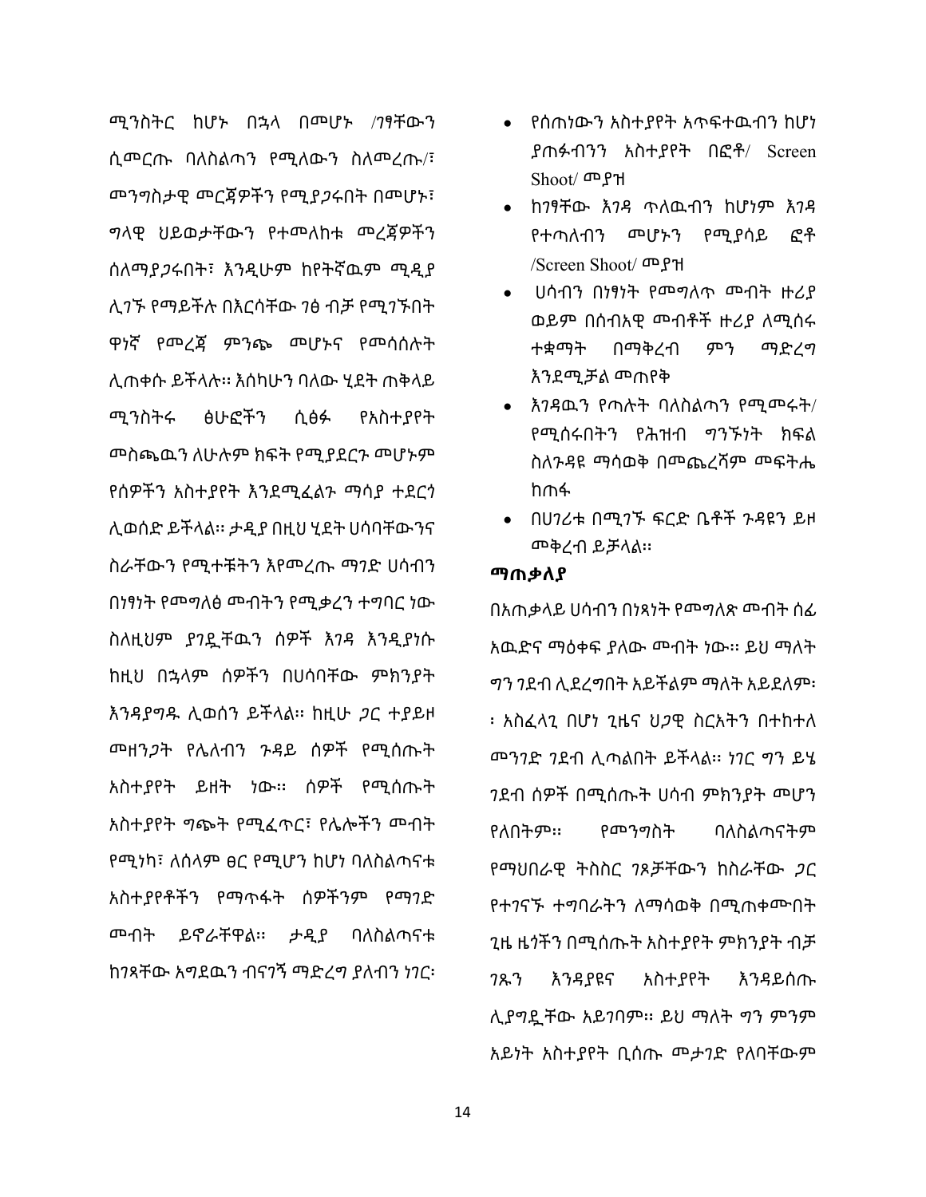ሚንስትር ከሆኑ በኋላ በመሆኑ /ገፃቸውን ሲመርጡ ባለስልጣን የሚለውን ስለመረጡ/፣ መንግስታዊ መርጃዎችን የሚያጋሩበት በመሆኑ፣ ግላዊ ህይወታቸውን የተመለከቱ መረጃዎችን ሰለማያጋሩበት፣ እንዲሁም ከየትኛዉም ሚዲያ ሊገኙ የማይችሉ በእርሳቸው ገፅ ብቻ የሚገኙበት ዋነኛ የመረጃ ምንጭ መሆኑና የመሳሰሉት ሊጠቀሱ ይችላሉ። እስካሁን ባለው ሂደት ጠቅላይ ሚንስትሩ ፅሁፎችን ሲፅፉ የአስተያየት መስጫዉን ለሁሉም ክፍት የሚያደርጉ መሆኑም የሰዎችን አስተያየት እንደሚፈልጉ ማሳያ ተደርጎ ሊወሰድ ይችላል። ታዲያ በዚህ ሂደት ሀሳባቸውንና ስራቸውን የሚተቹትን እየመረጡ ማገድ ሀሳብን በነፃነት የመግለፅ መብትን የሚቃረን ተግባር ነው ስለዚህም ያገዷቸዉን ሰዎች እገዳ እንዲያነሱ ከዚህ በኋላም ሰዎችን በሀሳባቸው ምክንያት እንዳያግዱ ሊወሰን ይችላል። ከዚሁ ጋር ተያይዞ መዘንጋት የሌለብን ጉዳይ ሰዎች የሚሰጡት አስተያየት ይዘት ነው። ሰዎች የሚሰጡት አስተያየት ግጭት የሚፈጥር፣ የሌሎችን መብት የሚነካ፣ ለሰላም ፀር የሚሆን ከሆነ ባለስልጣናቱ አስተያየቶችን የማጥፋት ሰዎችንም የማገድ መብት ይኖራቸዋል። ታዲያ ባለስልጣናቱ ከገጻቸው አግደዉን ብናገኝ ማድረግ ያለብን ነገር፡

- የሰጠነውን አስተያየት አጥፍተዉብን ከሆነ ያጠፉብንን አስተያየት በፎቶ/ Screen Shoot/ መያዝ
- ከገፃቸው እገዳ ጥለዉብን ከሆነም እገዳ የተጣለብን መሆኑን የሚያሳይ ፎቶ /Screen Shoot/ መያዝ
- ሀሳብን በነፃነት የመግለጥ መብት ዙሪያ ወይም በሰብአዊ መብቶች ዙሪያ ለሚሰሩ ተቋማት በማቅረብ ምን ማድረግ እንደሚቻል መጠየቅ
- እገዳዉን የጣሉት ባለስልጣን የሚመሩት/ የሚሰሩበትን የሕዝብ ግንኙነት ክፍል ስለጉዳዩ ማሳወቅ በመጨረሻም መፍትሔ ከጠፋ
- በሀገሪቱ በሚገኙ ፍርድ ቤቶች ጉዳዩን ይዞ መቅረብ ይቻላል።

## ማጠቃለያ

በአጠቃላይ ሀሳብን በነጻነት የመግለጽ መብት ሰፊ አዉድና ማዕቀፍ ያለው መብት ነው። ይህ ማለት ግን ገደብ ሊደረግበት አይችልም ማለት አይደለም፡ ፡ አስፈላጊ በሆነ ጊዜና ህጋዊ ስርአትን በተከተለ መንገድ ገደብ ሊጣልበት ይችላል። ነገር ግን ይሄ ገደብ ሰዎች በሚሰጡት ሀሳብ ምክንያት መሆን የለበትም። የመንግስት ባለስልጣናትም የማህበራዊ ትስስር ገጾቻቸውን ከስራቸው ጋር የተገናኙ ተግባራትን ለማሳወቅ በሚጠቀሙበት ጊዜ ዜጎችን በሚሰጡት አስተያየት ምክንያት ብቻ ገጹን እንዳያዩና አስተያየት እንዳይሰጡ ሊያግዷቸው አይገባም። ይህ ማለት ግን ምንም አይነት አስተያየት ቢሰጡ መታገድ የለባቸውም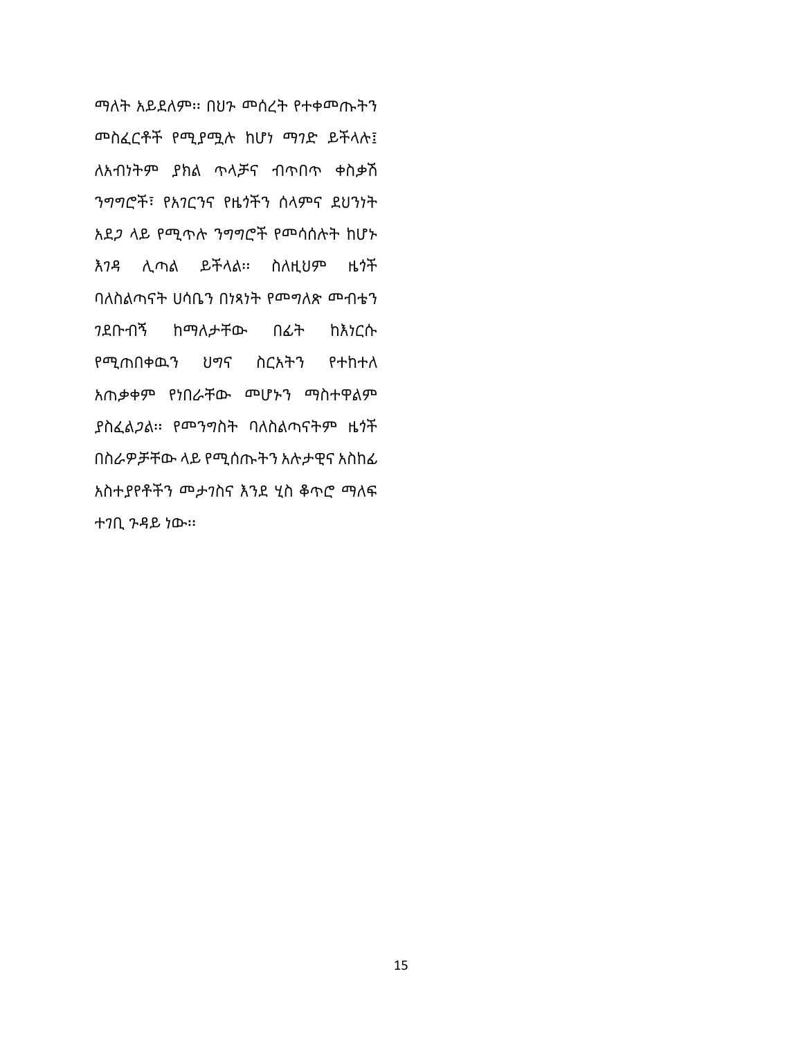ማለት አይደለም። በህጉ መሰረት የተቀመጡትን መስፈርቶች የሚያሟሉ ከሆነ ማገድ ይችላሉ፤ ለአብነትም ያክል ጥላቻና ብጥበጥ ቀስቃሽ ንግግሮች፣ የአገርንና የዜጎችን ሰላምና ደህንነት አደጋ ላይ የሚጥሉ ንግግሮች የመሰሰሉት ከሆኑ እገዳ ሊጣል ይችላል። ስለዚህም ዜጎች ባለስልጣናት ሀሳቤን በነጻነት የመግለጽ መብቴን ገደቡብኝ ከማለታቸው በፊት ከእነርሱ የሚጠበቀዉን ህግና ስርአትን የተከተለ አጠቃቀም የነበራቸው መሆኑን ማስተዋልም ያስፈልጋል። የመንግስት ባለስልጣናትም ዜጎች በስራዎቻቸው ላይ የሚሰጡትን አሉታዊና አስከፊ አስተያየቶችን መታገስና እንደ ሂስ ቆጥሮ ማለፍ ተገቢ ጉዳይ ነው።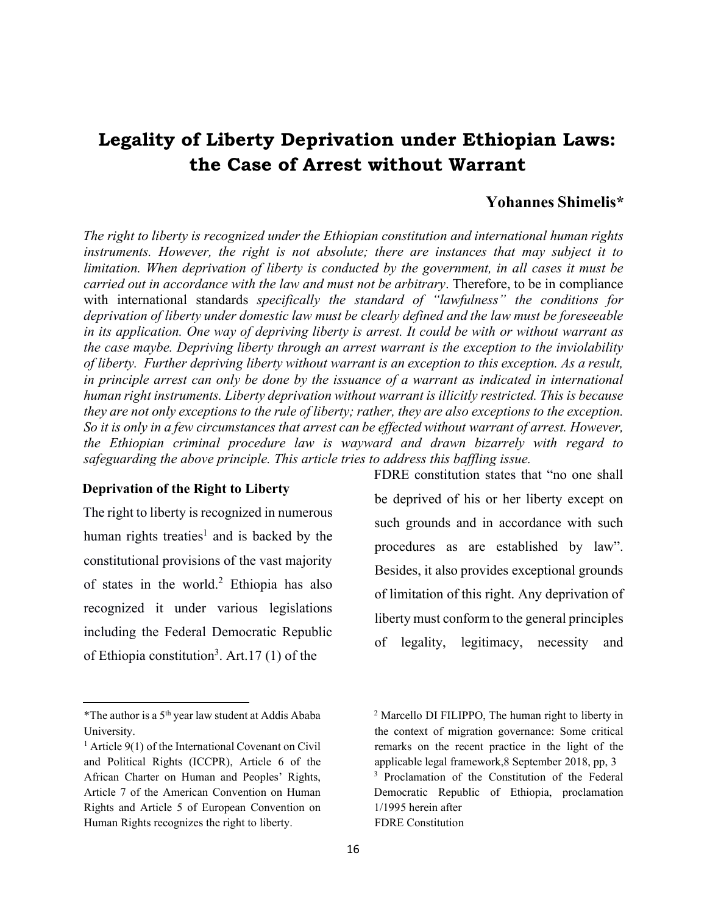# Legality of Liberty Deprivation under Ethiopian Laws: the Case of Arrest without Warrant

**Yohannes Shimelis***

*The right to liberty is recognized under the Ethiopian constitution and international human rights instruments. However, the right is not absolute; there are instances that may subject it to limitation. When deprivation of liberty is conducted by the government, in all cases it must be carried out in accordance with the law and must not be arbitrary*. Therefore, to be in compliance with international standards *specifically the standard of "lawfulness" the conditions for deprivation of liberty under domestic law must be clearly defined and the law must be foreseeable in its application. One way of depriving liberty is arrest. It could be with or without warrant as the case maybe. Depriving liberty through an arrest warrant is the exception to the inviolability of liberty. Further depriving liberty without warrant is an exception to this exception. As a result, in principle arrest can only be done by the issuance of a warrant as indicated in international human right instruments. Liberty deprivation without warrant is illicitly restricted. This is because they are not only exceptions to the rule of liberty; rather, they are also exceptions to the exception. So it is only in a few circumstances that arrest can be effected without warrant of arrest. However, the Ethiopian criminal procedure law is wayward and drawn bizarrely with regard to safeguarding the above principle. This article tries to address this baffling issue.*

### Deprivation of the Right to Liberty

The right to liberty is recognized in numerous human rights treaties[1] and is backed by the constitutional provisions of the vast majority of states in the world.[2] Ethiopia has also recognized it under various legislations including the Federal Democratic Republic of Ethiopia constitution[3]. Art.17 (1) of the FDRE constitution states that "no one shall be deprived of his or her liberty except on such grounds and in accordance with such procedures as are established by law". Besides, it also provides exceptional grounds of limitation of this right. Any deprivation of liberty must conform to the general principles of legality, legitimacy, necessity and

---

*The author is a 5th year law student at Addis Ababa University.

[1] Article 9(1) of the International Covenant on Civil and Political Rights (ICCPR), Article 6 of the African Charter on Human and Peoples' Rights, Article 7 of the American Convention on Human Rights and Article 5 of European Convention on Human Rights recognizes the right to liberty.

[2] Marcello DI FILIPPO, The human right to liberty in the context of migration governance: Some critical remarks on the recent practice in the light of the applicable legal framework,8 September 2018, pp, 3

[3] Proclamation of the Constitution of the Federal Democratic Republic of Ethiopia, proclamation 1/1995 herein after FDRE Constitution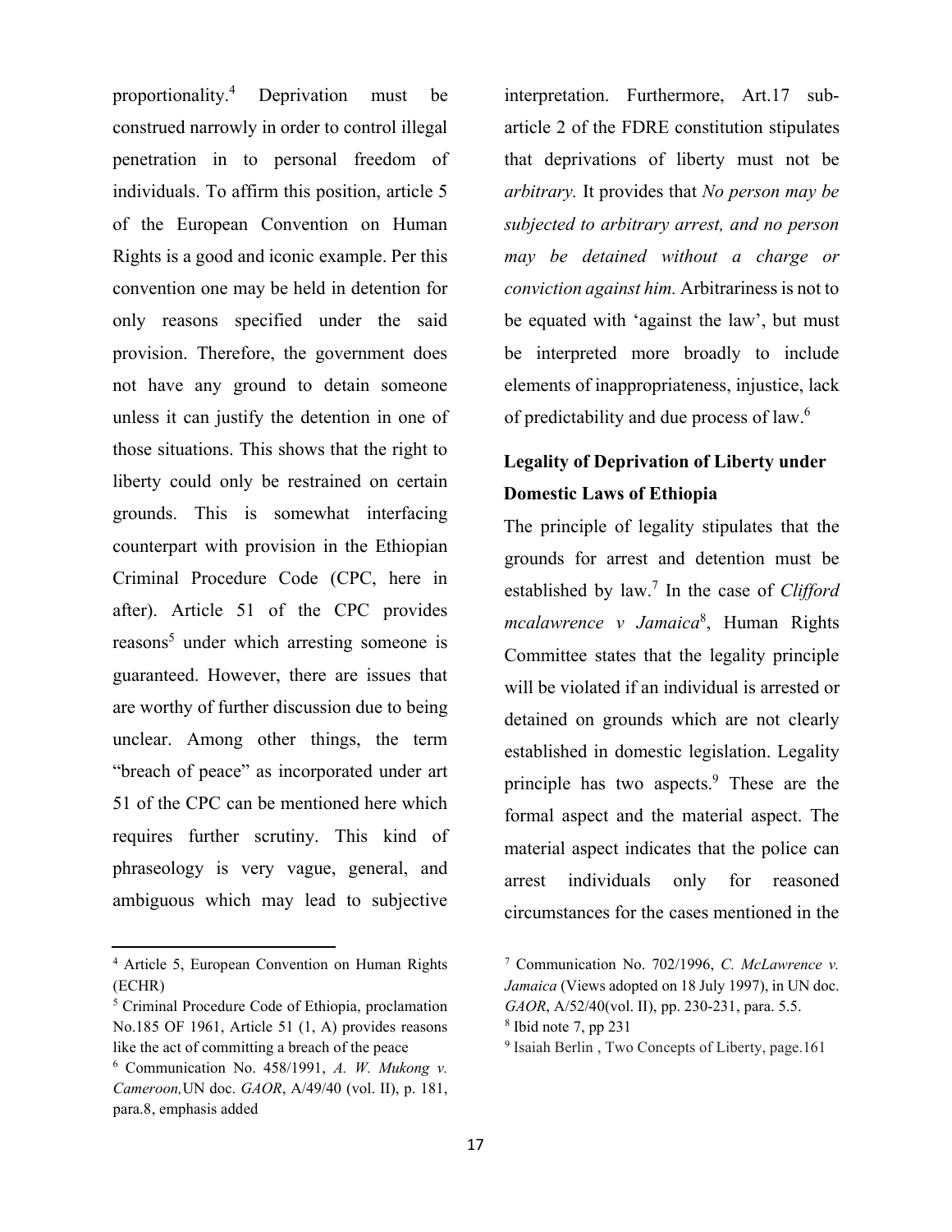proportionality.[4] Deprivation must be construed narrowly in order to control illegal penetration in to personal freedom of individuals. To affirm this position, article 5 of the European Convention on Human Rights is a good and iconic example. Per this convention one may be held in detention for only reasons specified under the said provision. Therefore, the government does not have any ground to detain someone unless it can justify the detention in one of those situations. This shows that the right to liberty could only be restrained on certain grounds. This is somewhat interfacing counterpart with provision in the Ethiopian Criminal Procedure Code (CPC, here in after). Article 51 of the CPC provides reasons[5] under which arresting someone is guaranteed. However, there are issues that are worthy of further discussion due to being unclear. Among other things, the term "breach of peace" as incorporated under art 51 of the CPC can be mentioned here which requires further scrutiny. This kind of phraseology is very vague, general, and ambiguous which may lead to subjective interpretation. Furthermore, Art.17 sub-article 2 of the FDRE constitution stipulates that deprivations of liberty must not be *arbitrary.* It provides that *No person may be subjected to arbitrary arrest, and no person may be detained without a charge or conviction against him.* Arbitrariness is not to be equated with 'against the law', but must be interpreted more broadly to include elements of inappropriateness, injustice, lack of predictability and due process of law.[6]

## Legality of Deprivation of Liberty under Domestic Laws of Ethiopia

The principle of legality stipulates that the grounds for arrest and detention must be established by law.[7] In the case of *Clifford mcalawrence v Jamaica*[8], Human Rights Committee states that the legality principle will be violated if an individual is arrested or detained on grounds which are not clearly established in domestic legislation. Legality principle has two aspects.[9] These are the formal aspect and the material aspect. The material aspect indicates that the police can arrest individuals only for reasoned circumstances for the cases mentioned in the

---

[4] Article 5, European Convention on Human Rights (ECHR)

[5] Criminal Procedure Code of Ethiopia, proclamation No.185 OF 1961, Article 51 (1, A) provides reasons like the act of committing a breach of the peace

[6] Communication No. 458/1991, *A. W. Mukong v. Cameroon,*UN doc. *GAOR*, A/49/40 (vol. II), p. 181, para.8, emphasis added

[7] Communication No. 702/1996, *C. McLawrence v. Jamaica* (Views adopted on 18 July 1997), in UN doc. *GAOR*, A/52/40(vol. II), pp. 230-231, para. 5.5.

[8] Ibid note 7, pp 231

[9] Isaiah Berlin , Two Concepts of Liberty, page.161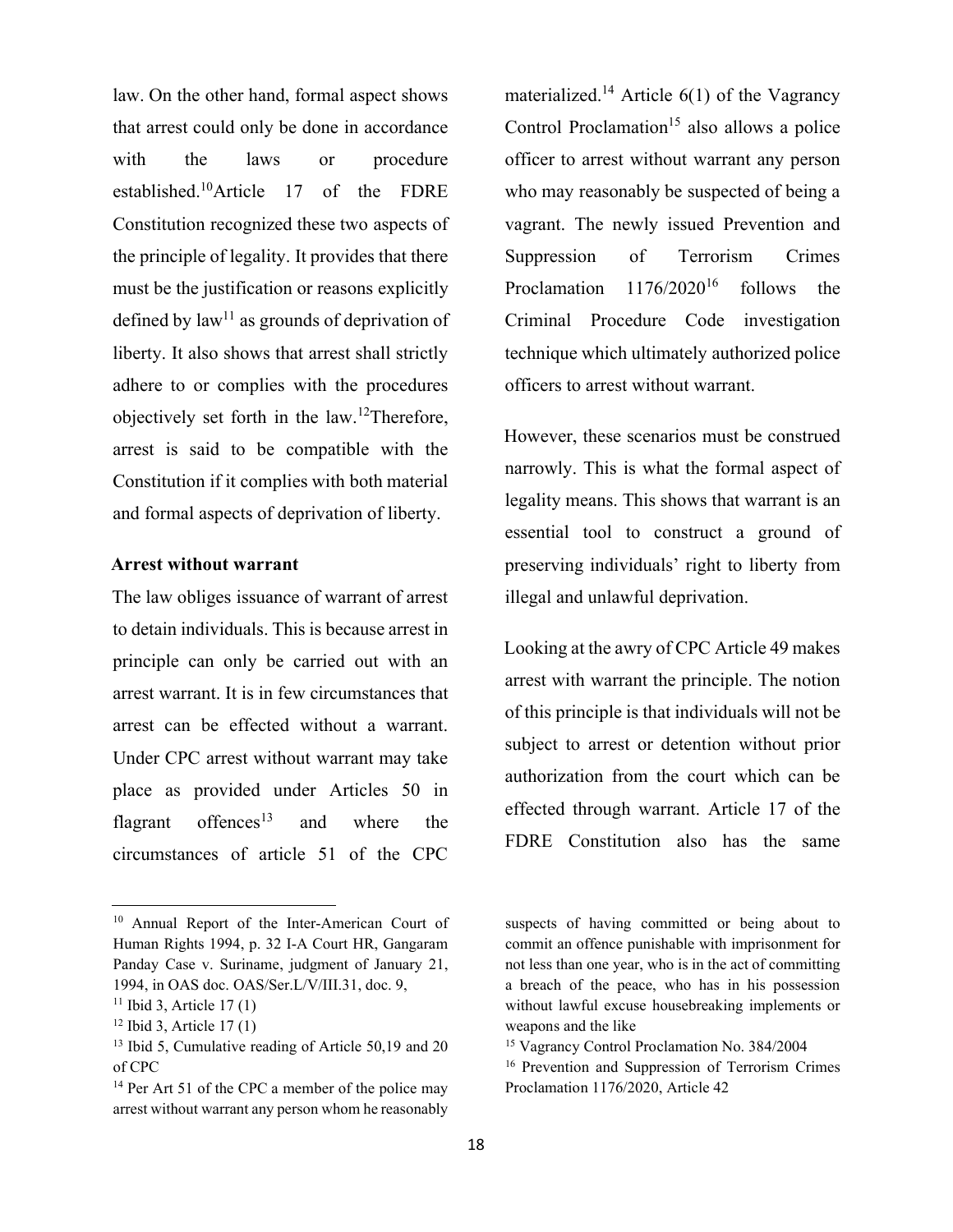law. On the other hand, formal aspect shows that arrest could only be done in accordance with the laws or procedure established.[10]Article 17 of the FDRE Constitution recognized these two aspects of the principle of legality. It provides that there must be the justification or reasons explicitly defined by law[11] as grounds of deprivation of liberty. It also shows that arrest shall strictly adhere to or complies with the procedures objectively set forth in the law.[12]Therefore, arrest is said to be compatible with the Constitution if it complies with both material and formal aspects of deprivation of liberty.

**Arrest without warrant**

The law obliges issuance of warrant of arrest to detain individuals. This is because arrest in principle can only be carried out with an arrest warrant. It is in few circumstances that arrest can be effected without a warrant. Under CPC arrest without warrant may take place as provided under Articles 50 in flagrant offences[13] and where the circumstances of article 51 of the CPC materialized.[14] Article 6(1) of the Vagrancy Control Proclamation[15] also allows a police officer to arrest without warrant any person who may reasonably be suspected of being a vagrant. The newly issued Prevention and Suppression of Terrorism Crimes Proclamation 1176/2020[16] follows the Criminal Procedure Code investigation technique which ultimately authorized police officers to arrest without warrant.

However, these scenarios must be construed narrowly. This is what the formal aspect of legality means. This shows that warrant is an essential tool to construct a ground of preserving individuals' right to liberty from illegal and unlawful deprivation.

Looking at the awry of CPC Article 49 makes arrest with warrant the principle. The notion of this principle is that individuals will not be subject to arrest or detention without prior authorization from the court which can be effected through warrant. Article 17 of the FDRE Constitution also has the same

---

[10] Annual Report of the Inter-American Court of Human Rights 1994, p. 32 I-A Court HR, Gangaram Panday Case v. Suriname, judgment of January 21, 1994, in OAS doc. OAS/Ser.L/V/III.31, doc. 9,

[11] Ibid 3, Article 17 (1)

[12] Ibid 3, Article 17 (1)

[13] Ibid 5, Cumulative reading of Article 50,19 and 20 of CPC

[14] Per Art 51 of the CPC a member of the police may arrest without warrant any person whom he reasonably suspects of having committed or being about to commit an offence punishable with imprisonment for not less than one year, who is in the act of committing a breach of the peace, who has in his possession without lawful excuse housebreaking implements or weapons and the like

[15] Vagrancy Control Proclamation No. 384/2004

[16] Prevention and Suppression of Terrorism Crimes Proclamation 1176/2020, Article 42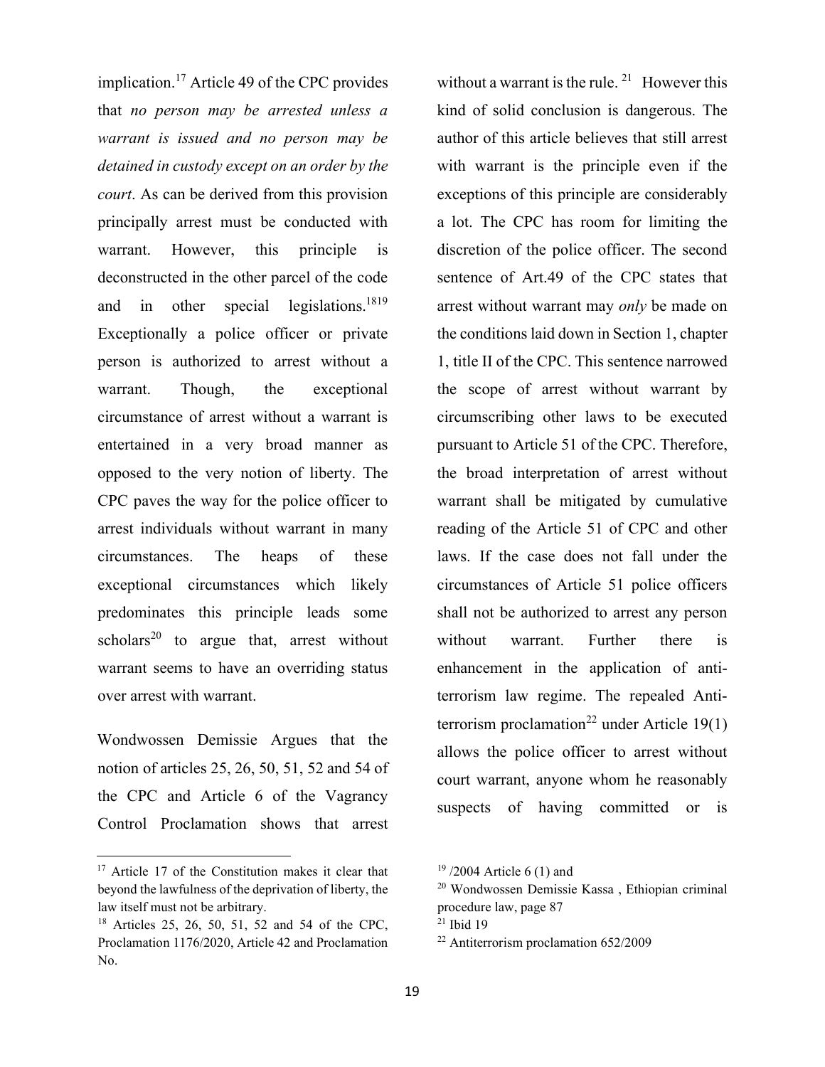implication.[17] Article 49 of the CPC provides that *no person may be arrested unless a warrant is issued and no person may be detained in custody except on an order by the court*. As can be derived from this provision principally arrest must be conducted with warrant. However, this principle is deconstructed in the other parcel of the code and in other special legislations.[18][19] Exceptionally a police officer or private person is authorized to arrest without a warrant. Though, the exceptional circumstance of arrest without a warrant is entertained in a very broad manner as opposed to the very notion of liberty. The CPC paves the way for the police officer to arrest individuals without warrant in many circumstances. The heaps of these exceptional circumstances which likely predominates this principle leads some scholars[20] to argue that, arrest without warrant seems to have an overriding status over arrest with warrant.

Wondwossen Demissie Argues that the notion of articles 25, 26, 50, 51, 52 and 54 of the CPC and Article 6 of the Vagrancy Control Proclamation shows that arrest without a warrant is the rule. [21] However this kind of solid conclusion is dangerous. The author of this article believes that still arrest with warrant is the principle even if the exceptions of this principle are considerably a lot. The CPC has room for limiting the discretion of the police officer. The second sentence of Art.49 of the CPC states that arrest without warrant may *only* be made on the conditions laid down in Section 1, chapter 1, title II of the CPC. This sentence narrowed the scope of arrest without warrant by circumscribing other laws to be executed pursuant to Article 51 of the CPC. Therefore, the broad interpretation of arrest without warrant shall be mitigated by cumulative reading of the Article 51 of CPC and other laws. If the case does not fall under the circumstances of Article 51 police officers shall not be authorized to arrest any person without warrant. Further there is enhancement in the application of anti-terrorism law regime. The repealed Anti-terrorism proclamation[22] under Article 19(1) allows the police officer to arrest without court warrant, anyone whom he reasonably suspects of having committed or is

---

[17] Article 17 of the Constitution makes it clear that beyond the lawfulness of the deprivation of liberty, the law itself must not be arbitrary.

[18] Articles 25, 26, 50, 51, 52 and 54 of the CPC, Proclamation 1176/2020, Article 42 and Proclamation No.

[19] /2004 Article 6 (1) and

[20] Wondwossen Demissie Kassa , Ethiopian criminal procedure law, page 87

[21] Ibid 19

[22] Antiterrorism proclamation 652/2009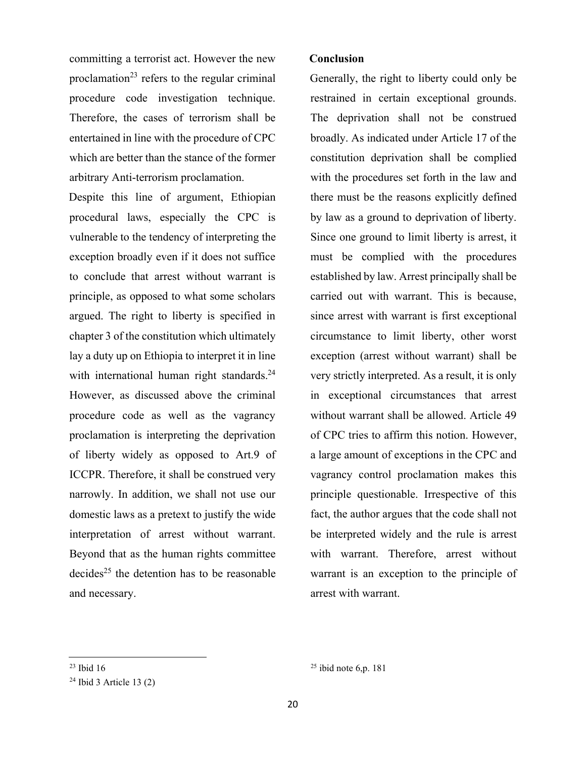committing a terrorist act. However the new proclamation[23] refers to the regular criminal procedure code investigation technique. Therefore, the cases of terrorism shall be entertained in line with the procedure of CPC which are better than the stance of the former arbitrary Anti-terrorism proclamation.

Despite this line of argument, Ethiopian procedural laws, especially the CPC is vulnerable to the tendency of interpreting the exception broadly even if it does not suffice to conclude that arrest without warrant is principle, as opposed to what some scholars argued. The right to liberty is specified in chapter 3 of the constitution which ultimately lay a duty up on Ethiopia to interpret it in line with international human right standards.[24] However, as discussed above the criminal procedure code as well as the vagrancy proclamation is interpreting the deprivation of liberty widely as opposed to Art.9 of ICCPR. Therefore, it shall be construed very narrowly. In addition, we shall not use our domestic laws as a pretext to justify the wide interpretation of arrest without warrant. Beyond that as the human rights committee decides[25] the detention has to be reasonable and necessary.

## Conclusion

Generally, the right to liberty could only be restrained in certain exceptional grounds. The deprivation shall not be construed broadly. As indicated under Article 17 of the constitution deprivation shall be complied with the procedures set forth in the law and there must be the reasons explicitly defined by law as a ground to deprivation of liberty. Since one ground to limit liberty is arrest, it must be complied with the procedures established by law. Arrest principally shall be carried out with warrant. This is because, since arrest with warrant is first exceptional circumstance to limit liberty, other worst exception (arrest without warrant) shall be very strictly interpreted. As a result, it is only in exceptional circumstances that arrest without warrant shall be allowed. Article 49 of CPC tries to affirm this notion. However, a large amount of exceptions in the CPC and vagrancy control proclamation makes this principle questionable. Irrespective of this fact, the author argues that the code shall not be interpreted widely and the rule is arrest with warrant. Therefore, arrest without warrant is an exception to the principle of arrest with warrant.

---

[23] Ibid 16

[24] Ibid 3 Article 13 (2)

[25] ibid note 6,p. 181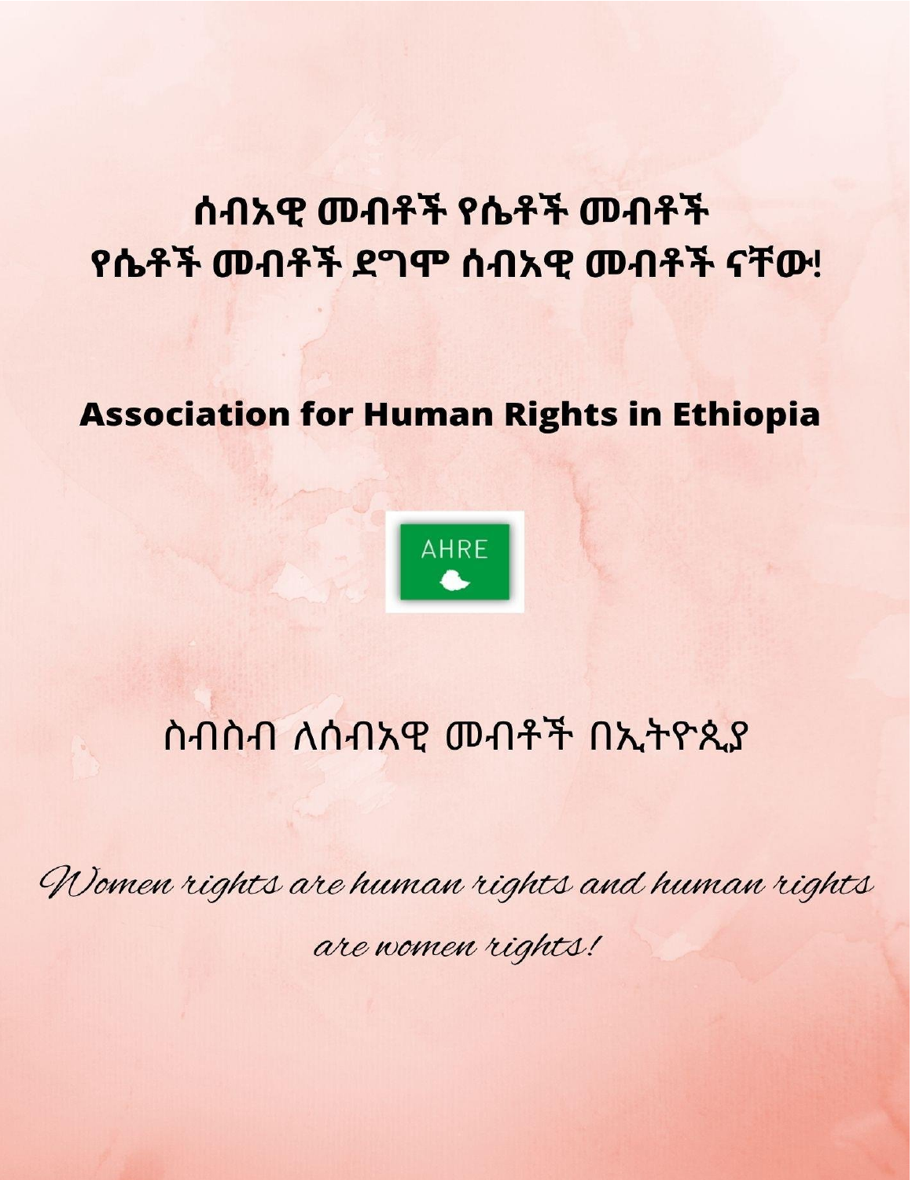**ሰብአዊ መብቶች የሴቶች መብቶች**
**የሴቶች መብቶች ደግሞ ሰብአዊ መብቶች ናቸው!**

**Association for Human Rights in Ethiopia**

AHRE

ስብስብ ለሰብአዊ መብቶች በኢትዮጲያ

*Women rights are human rights and human rights are women rights!*